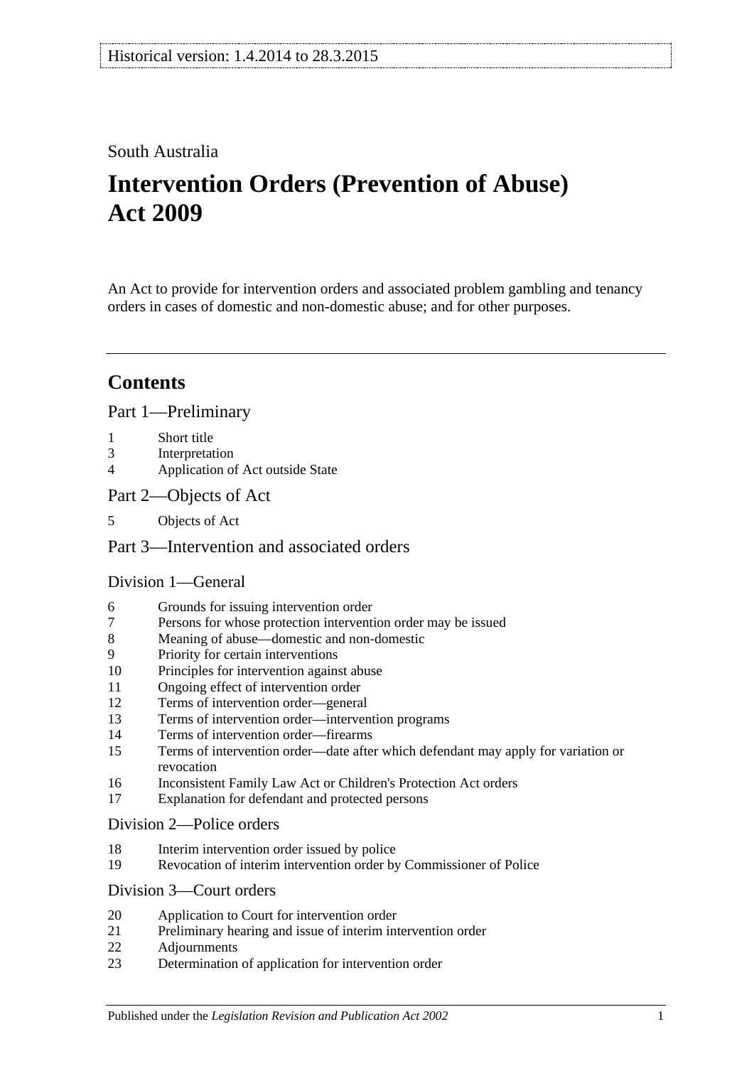Historical version: 1.4.2014 to 28.3.2015

South Australia

# Intervention Orders (Prevention of Abuse) Act 2009

An Act to provide for intervention orders and associated problem gambling and tenancy orders in cases of domestic and non-domestic abuse; and for other purposes.

## Contents

### Part 1—Preliminary

1 Short title
3 Interpretation
4 Application of Act outside State

### Part 2—Objects of Act

5 Objects of Act

### Part 3—Intervention and associated orders

#### Division 1—General

6 Grounds for issuing intervention order
7 Persons for whose protection intervention order may be issued
8 Meaning of abuse—domestic and non-domestic
9 Priority for certain interventions
10 Principles for intervention against abuse
11 Ongoing effect of intervention order
12 Terms of intervention order—general
13 Terms of intervention order—intervention programs
14 Terms of intervention order—firearms
15 Terms of intervention order—date after which defendant may apply for variation or revocation
16 Inconsistent Family Law Act or Children's Protection Act orders
17 Explanation for defendant and protected persons

#### Division 2—Police orders

18 Interim intervention order issued by police
19 Revocation of interim intervention order by Commissioner of Police

#### Division 3—Court orders

20 Application to Court for intervention order
21 Preliminary hearing and issue of interim intervention order
22 Adjournments
23 Determination of application for intervention order

Published under the *Legislation Revision and Publication Act 2002*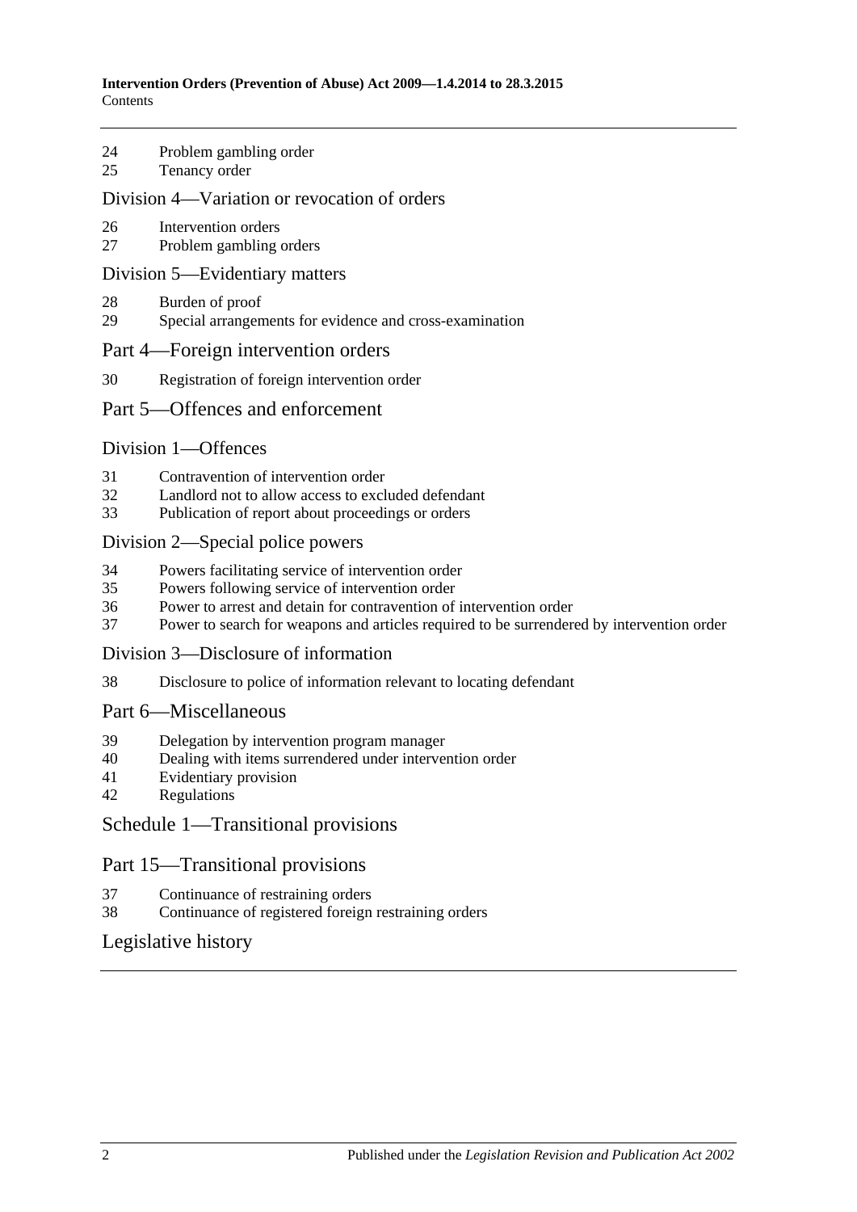24 Problem gambling order
25 Tenancy order

## Division 4—Variation or revocation of orders

26 Intervention orders
27 Problem gambling orders

## Division 5—Evidentiary matters

28 Burden of proof
29 Special arrangements for evidence and cross-examination

# Part 4—Foreign intervention orders

30 Registration of foreign intervention order

# Part 5—Offences and enforcement

## Division 1—Offences

31 Contravention of intervention order
32 Landlord not to allow access to excluded defendant
33 Publication of report about proceedings or orders

## Division 2—Special police powers

34 Powers facilitating service of intervention order
35 Powers following service of intervention order
36 Power to arrest and detain for contravention of intervention order
37 Power to search for weapons and articles required to be surrendered by intervention order

## Division 3—Disclosure of information

38 Disclosure to police of information relevant to locating defendant

# Part 6—Miscellaneous

39 Delegation by intervention program manager
40 Dealing with items surrendered under intervention order
41 Evidentiary provision
42 Regulations

# Schedule 1—Transitional provisions

# Part 15—Transitional provisions

37 Continuance of restraining orders
38 Continuance of registered foreign restraining orders

# Legislative history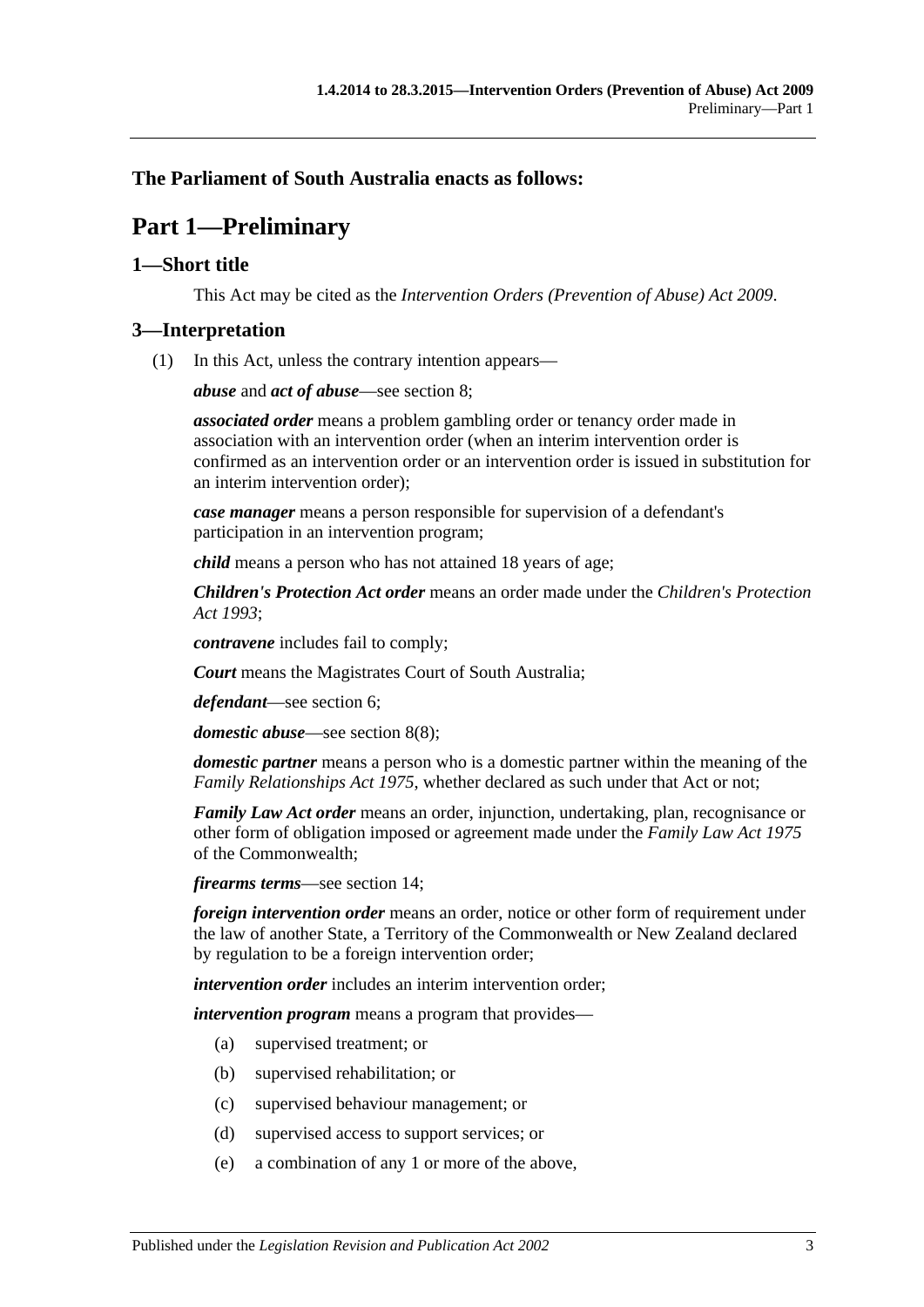**The Parliament of South Australia enacts as follows:**

# Part 1—Preliminary

## 1—Short title

This Act may be cited as the *Intervention Orders (Prevention of Abuse) Act 2009*.

## 3—Interpretation

(1) In this Act, unless the contrary intention appears—

***abuse*** and ***act of abuse***—see section 8;

***associated order*** means a problem gambling order or tenancy order made in association with an intervention order (when an interim intervention order is confirmed as an intervention order or an intervention order is issued in substitution for an interim intervention order);

***case manager*** means a person responsible for supervision of a defendant's participation in an intervention program;

***child*** means a person who has not attained 18 years of age;

***Children's Protection Act order*** means an order made under the *Children's Protection Act 1993*;

***contravene*** includes fail to comply;

***Court*** means the Magistrates Court of South Australia;

***defendant***—see section 6;

***domestic abuse***—see section 8(8);

***domestic partner*** means a person who is a domestic partner within the meaning of the *Family Relationships Act 1975*, whether declared as such under that Act or not;

***Family Law Act order*** means an order, injunction, undertaking, plan, recognisance or other form of obligation imposed or agreement made under the *Family Law Act 1975* of the Commonwealth;

***firearms terms***—see section 14;

***foreign intervention order*** means an order, notice or other form of requirement under the law of another State, a Territory of the Commonwealth or New Zealand declared by regulation to be a foreign intervention order;

***intervention order*** includes an interim intervention order;

***intervention program*** means a program that provides—

(a) supervised treatment; or

(b) supervised rehabilitation; or

(c) supervised behaviour management; or

(d) supervised access to support services; or

(e) a combination of any 1 or more of the above,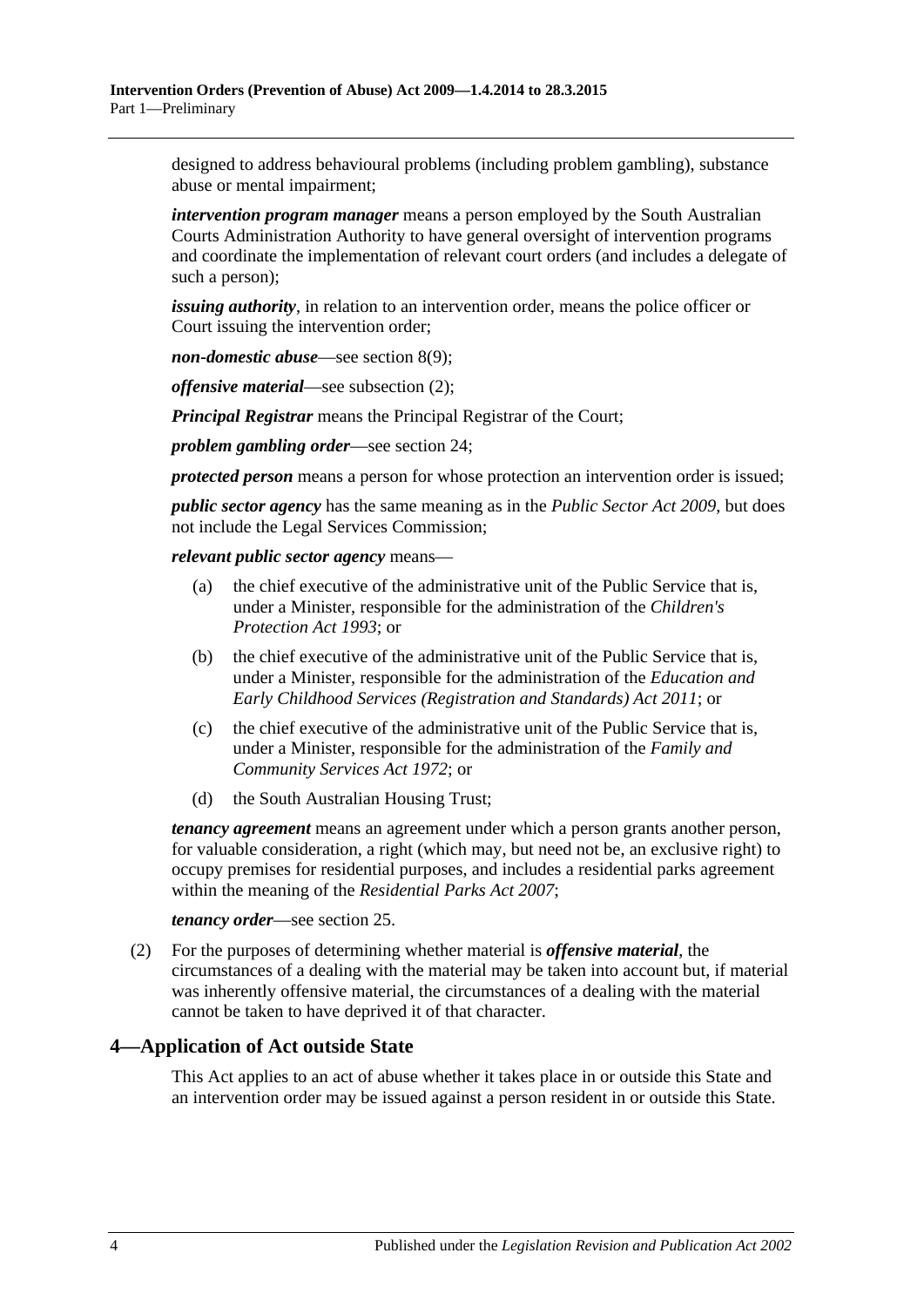designed to address behavioural problems (including problem gambling), substance abuse or mental impairment;

***intervention program manager*** means a person employed by the South Australian Courts Administration Authority to have general oversight of intervention programs and coordinate the implementation of relevant court orders (and includes a delegate of such a person);

***issuing authority***, in relation to an intervention order, means the police officer or Court issuing the intervention order;

***non-domestic abuse***—see section 8(9);

***offensive material***—see subsection (2);

***Principal Registrar*** means the Principal Registrar of the Court;

***problem gambling order***—see section 24;

***protected person*** means a person for whose protection an intervention order is issued;

***public sector agency*** has the same meaning as in the *Public Sector Act 2009*, but does not include the Legal Services Commission;

***relevant public sector agency*** means—

(a) the chief executive of the administrative unit of the Public Service that is, under a Minister, responsible for the administration of the *Children's Protection Act 1993*; or

(b) the chief executive of the administrative unit of the Public Service that is, under a Minister, responsible for the administration of the *Education and Early Childhood Services (Registration and Standards) Act 2011*; or

(c) the chief executive of the administrative unit of the Public Service that is, under a Minister, responsible for the administration of the *Family and Community Services Act 1972*; or

(d) the South Australian Housing Trust;

***tenancy agreement*** means an agreement under which a person grants another person, for valuable consideration, a right (which may, but need not be, an exclusive right) to occupy premises for residential purposes, and includes a residential parks agreement within the meaning of the *Residential Parks Act 2007*;

***tenancy order***—see section 25.

(2) For the purposes of determining whether material is ***offensive material***, the circumstances of a dealing with the material may be taken into account but, if material was inherently offensive material, the circumstances of a dealing with the material cannot be taken to have deprived it of that character.

## 4—Application of Act outside State

This Act applies to an act of abuse whether it takes place in or outside this State and an intervention order may be issued against a person resident in or outside this State.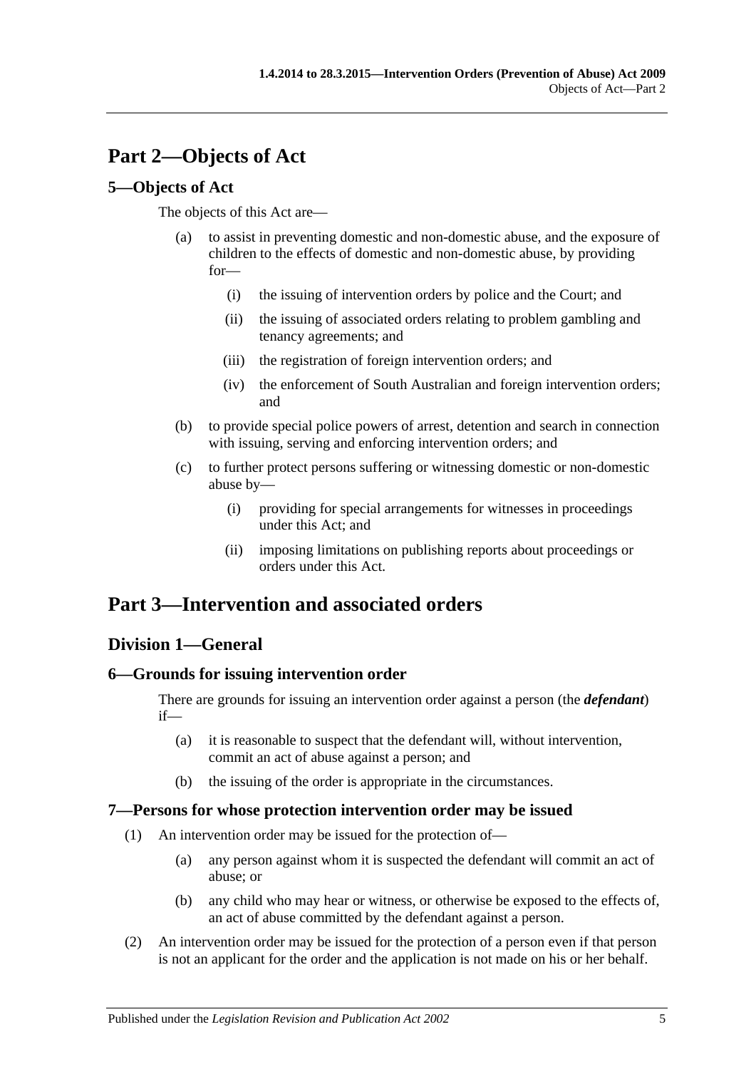# Part 2—Objects of Act

## 5—Objects of Act

The objects of this Act are—

(a) to assist in preventing domestic and non-domestic abuse, and the exposure of children to the effects of domestic and non-domestic abuse, by providing for—

(i) the issuing of intervention orders by police and the Court; and

(ii) the issuing of associated orders relating to problem gambling and tenancy agreements; and

(iii) the registration of foreign intervention orders; and

(iv) the enforcement of South Australian and foreign intervention orders; and

(b) to provide special police powers of arrest, detention and search in connection with issuing, serving and enforcing intervention orders; and

(c) to further protect persons suffering or witnessing domestic or non-domestic abuse by—

(i) providing for special arrangements for witnesses in proceedings under this Act; and

(ii) imposing limitations on publishing reports about proceedings or orders under this Act.

# Part 3—Intervention and associated orders

## Division 1—General

### 6—Grounds for issuing intervention order

There are grounds for issuing an intervention order against a person (the ***defendant***) if—

(a) it is reasonable to suspect that the defendant will, without intervention, commit an act of abuse against a person; and

(b) the issuing of the order is appropriate in the circumstances.

### 7—Persons for whose protection intervention order may be issued

(1) An intervention order may be issued for the protection of—

(a) any person against whom it is suspected the defendant will commit an act of abuse; or

(b) any child who may hear or witness, or otherwise be exposed to the effects of, an act of abuse committed by the defendant against a person.

(2) An intervention order may be issued for the protection of a person even if that person is not an applicant for the order and the application is not made on his or her behalf.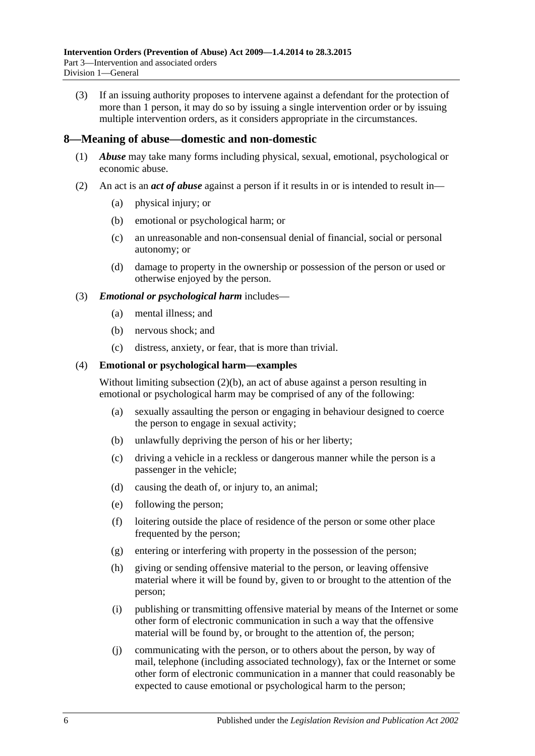(3) If an issuing authority proposes to intervene against a defendant for the protection of more than 1 person, it may do so by issuing a single intervention order or by issuing multiple intervention orders, as it considers appropriate in the circumstances.

## 8—Meaning of abuse—domestic and non-domestic

(1) ***Abuse*** may take many forms including physical, sexual, emotional, psychological or economic abuse.

(2) An act is an ***act of abuse*** against a person if it results in or is intended to result in—

- (a) physical injury; or
- (b) emotional or psychological harm; or
- (c) an unreasonable and non-consensual denial of financial, social or personal autonomy; or
- (d) damage to property in the ownership or possession of the person or used or otherwise enjoyed by the person.

(3) ***Emotional or psychological harm*** includes—

- (a) mental illness; and
- (b) nervous shock; and
- (c) distress, anxiety, or fear, that is more than trivial.

(4) **Emotional or psychological harm—examples**

Without limiting subsection (2)(b), an act of abuse against a person resulting in emotional or psychological harm may be comprised of any of the following:

- (a) sexually assaulting the person or engaging in behaviour designed to coerce the person to engage in sexual activity;
- (b) unlawfully depriving the person of his or her liberty;
- (c) driving a vehicle in a reckless or dangerous manner while the person is a passenger in the vehicle;
- (d) causing the death of, or injury to, an animal;
- (e) following the person;
- (f) loitering outside the place of residence of the person or some other place frequented by the person;
- (g) entering or interfering with property in the possession of the person;
- (h) giving or sending offensive material to the person, or leaving offensive material where it will be found by, given to or brought to the attention of the person;
- (i) publishing or transmitting offensive material by means of the Internet or some other form of electronic communication in such a way that the offensive material will be found by, or brought to the attention of, the person;
- (j) communicating with the person, or to others about the person, by way of mail, telephone (including associated technology), fax or the Internet or some other form of electronic communication in a manner that could reasonably be expected to cause emotional or psychological harm to the person;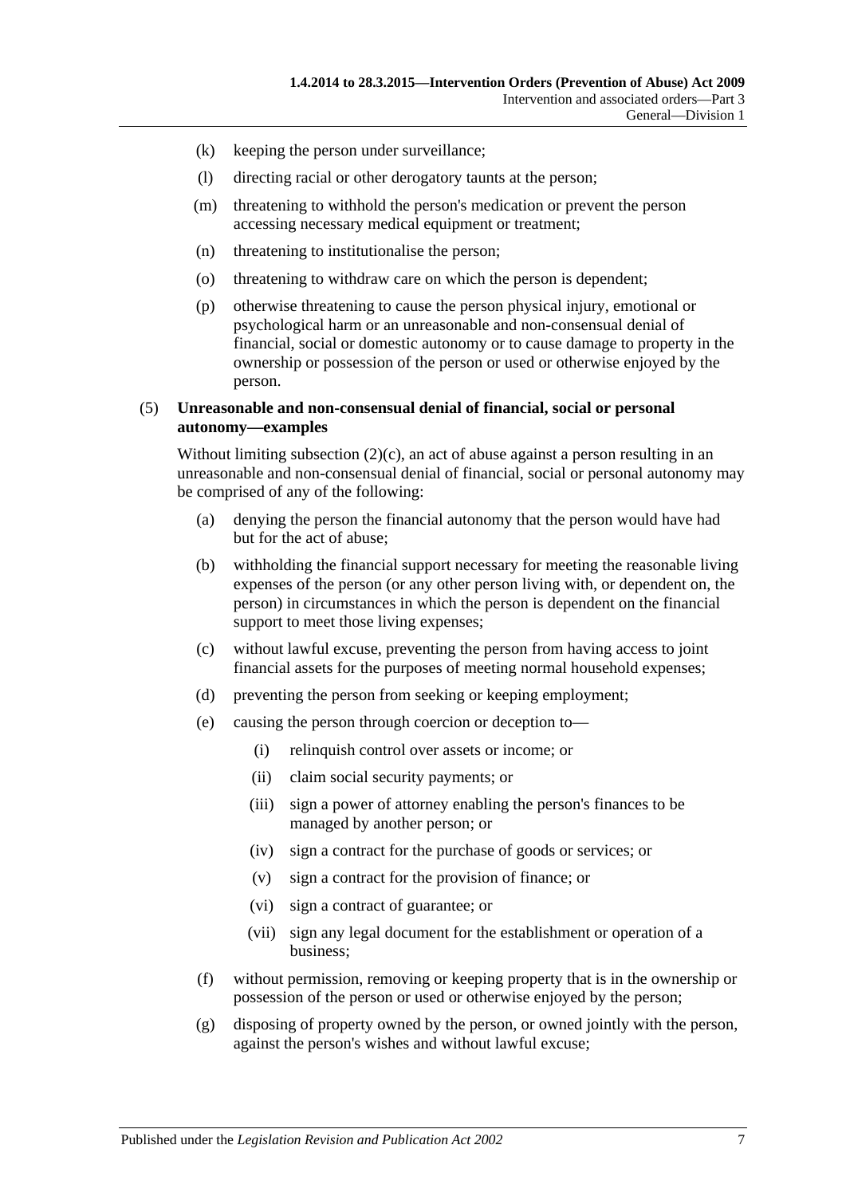(k) keeping the person under surveillance;

(l) directing racial or other derogatory taunts at the person;

(m) threatening to withhold the person's medication or prevent the person accessing necessary medical equipment or treatment;

(n) threatening to institutionalise the person;

(o) threatening to withdraw care on which the person is dependent;

(p) otherwise threatening to cause the person physical injury, emotional or psychological harm or an unreasonable and non-consensual denial of financial, social or domestic autonomy or to cause damage to property in the ownership or possession of the person or used or otherwise enjoyed by the person.

(5) **Unreasonable and non-consensual denial of financial, social or personal autonomy—examples**

Without limiting subsection (2)(c), an act of abuse against a person resulting in an unreasonable and non-consensual denial of financial, social or personal autonomy may be comprised of any of the following:

(a) denying the person the financial autonomy that the person would have had but for the act of abuse;

(b) withholding the financial support necessary for meeting the reasonable living expenses of the person (or any other person living with, or dependent on, the person) in circumstances in which the person is dependent on the financial support to meet those living expenses;

(c) without lawful excuse, preventing the person from having access to joint financial assets for the purposes of meeting normal household expenses;

(d) preventing the person from seeking or keeping employment;

(e) causing the person through coercion or deception to—

(i) relinquish control over assets or income; or

(ii) claim social security payments; or

(iii) sign a power of attorney enabling the person's finances to be managed by another person; or

(iv) sign a contract for the purchase of goods or services; or

(v) sign a contract for the provision of finance; or

(vi) sign a contract of guarantee; or

(vii) sign any legal document for the establishment or operation of a business;

(f) without permission, removing or keeping property that is in the ownership or possession of the person or used or otherwise enjoyed by the person;

(g) disposing of property owned by the person, or owned jointly with the person, against the person's wishes and without lawful excuse;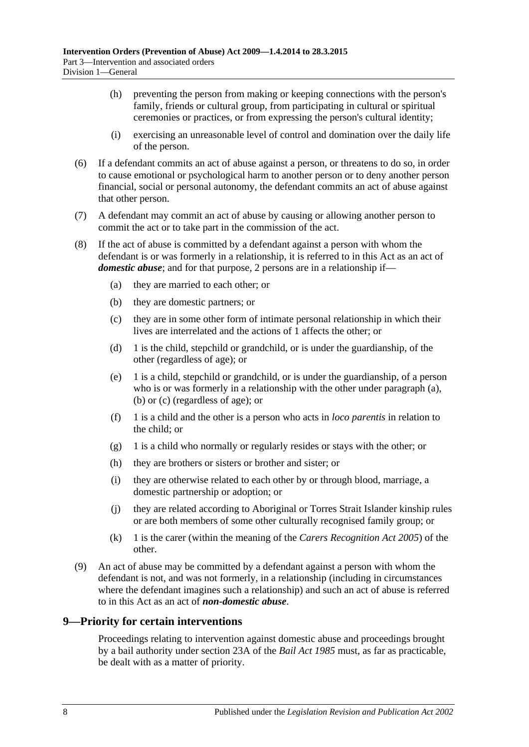(h) preventing the person from making or keeping connections with the person's family, friends or cultural group, from participating in cultural or spiritual ceremonies or practices, or from expressing the person's cultural identity;

(i) exercising an unreasonable level of control and domination over the daily life of the person.

(6) If a defendant commits an act of abuse against a person, or threatens to do so, in order to cause emotional or psychological harm to another person or to deny another person financial, social or personal autonomy, the defendant commits an act of abuse against that other person.

(7) A defendant may commit an act of abuse by causing or allowing another person to commit the act or to take part in the commission of the act.

(8) If the act of abuse is committed by a defendant against a person with whom the defendant is or was formerly in a relationship, it is referred to in this Act as an act of ***domestic abuse***; and for that purpose, 2 persons are in a relationship if—

(a) they are married to each other; or

(b) they are domestic partners; or

(c) they are in some other form of intimate personal relationship in which their lives are interrelated and the actions of 1 affects the other; or

(d) 1 is the child, stepchild or grandchild, or is under the guardianship, of the other (regardless of age); or

(e) 1 is a child, stepchild or grandchild, or is under the guardianship, of a person who is or was formerly in a relationship with the other under paragraph (a), (b) or (c) (regardless of age); or

(f) 1 is a child and the other is a person who acts in *loco parentis* in relation to the child; or

(g) 1 is a child who normally or regularly resides or stays with the other; or

(h) they are brothers or sisters or brother and sister; or

(i) they are otherwise related to each other by or through blood, marriage, a domestic partnership or adoption; or

(j) they are related according to Aboriginal or Torres Strait Islander kinship rules or are both members of some other culturally recognised family group; or

(k) 1 is the carer (within the meaning of the *Carers Recognition Act 2005*) of the other.

(9) An act of abuse may be committed by a defendant against a person with whom the defendant is not, and was not formerly, in a relationship (including in circumstances where the defendant imagines such a relationship) and such an act of abuse is referred to in this Act as an act of ***non-domestic abuse***.

## 9—Priority for certain interventions

Proceedings relating to intervention against domestic abuse and proceedings brought by a bail authority under section 23A of the *Bail Act 1985* must, as far as practicable, be dealt with as a matter of priority.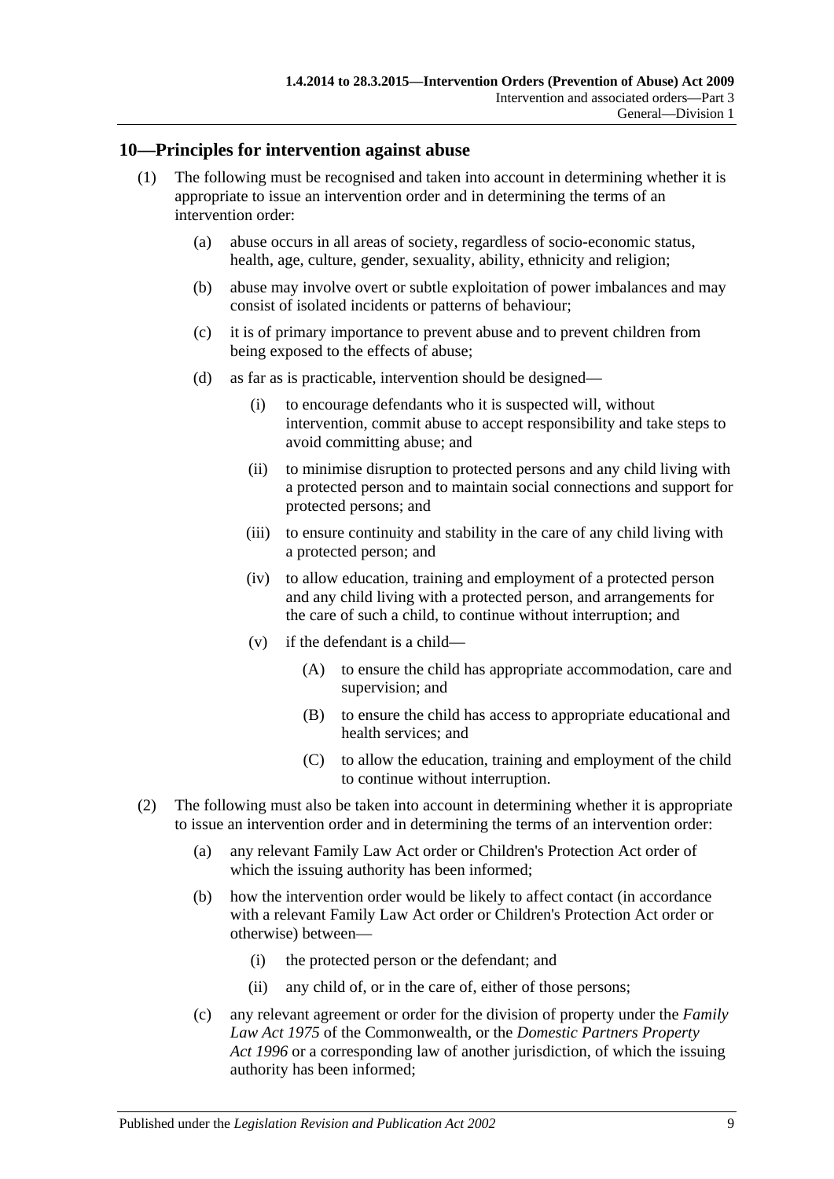## 10—Principles for intervention against abuse

(1) The following must be recognised and taken into account in determining whether it is appropriate to issue an intervention order and in determining the terms of an intervention order:

(a) abuse occurs in all areas of society, regardless of socio-economic status, health, age, culture, gender, sexuality, ability, ethnicity and religion;

(b) abuse may involve overt or subtle exploitation of power imbalances and may consist of isolated incidents or patterns of behaviour;

(c) it is of primary importance to prevent abuse and to prevent children from being exposed to the effects of abuse;

(d) as far as is practicable, intervention should be designed—

(i) to encourage defendants who it is suspected will, without intervention, commit abuse to accept responsibility and take steps to avoid committing abuse; and

(ii) to minimise disruption to protected persons and any child living with a protected person and to maintain social connections and support for protected persons; and

(iii) to ensure continuity and stability in the care of any child living with a protected person; and

(iv) to allow education, training and employment of a protected person and any child living with a protected person, and arrangements for the care of such a child, to continue without interruption; and

(v) if the defendant is a child—

(A) to ensure the child has appropriate accommodation, care and supervision; and

(B) to ensure the child has access to appropriate educational and health services; and

(C) to allow the education, training and employment of the child to continue without interruption.

(2) The following must also be taken into account in determining whether it is appropriate to issue an intervention order and in determining the terms of an intervention order:

(a) any relevant Family Law Act order or Children's Protection Act order of which the issuing authority has been informed;

(b) how the intervention order would be likely to affect contact (in accordance with a relevant Family Law Act order or Children's Protection Act order or otherwise) between—

(i) the protected person or the defendant; and

(ii) any child of, or in the care of, either of those persons;

(c) any relevant agreement or order for the division of property under the *Family Law Act 1975* of the Commonwealth, or the *Domestic Partners Property Act 1996* or a corresponding law of another jurisdiction, of which the issuing authority has been informed;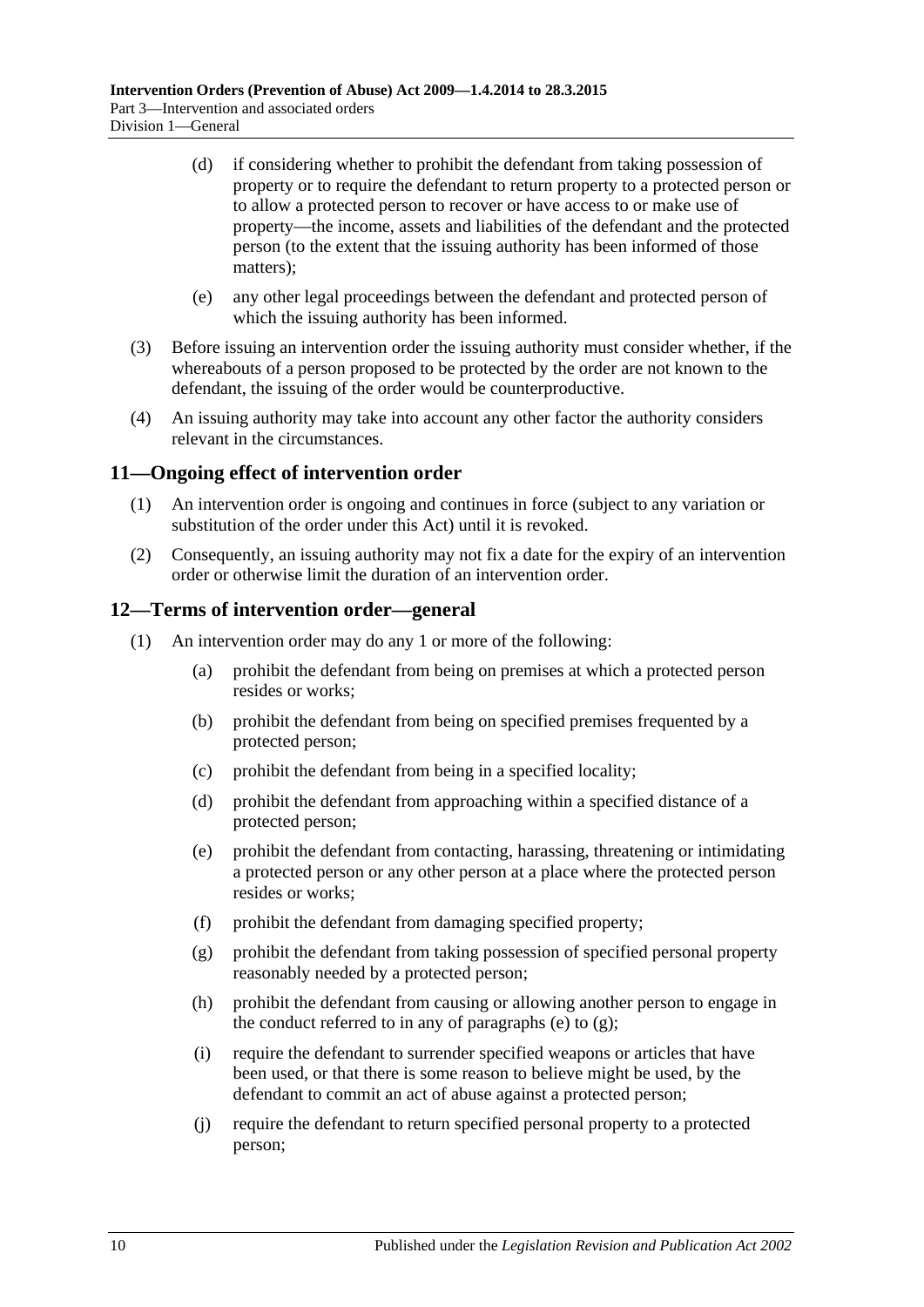(d) if considering whether to prohibit the defendant from taking possession of property or to require the defendant to return property to a protected person or to allow a protected person to recover or have access to or make use of property—the income, assets and liabilities of the defendant and the protected person (to the extent that the issuing authority has been informed of those matters);

(e) any other legal proceedings between the defendant and protected person of which the issuing authority has been informed.

(3) Before issuing an intervention order the issuing authority must consider whether, if the whereabouts of a person proposed to be protected by the order are not known to the defendant, the issuing of the order would be counterproductive.

(4) An issuing authority may take into account any other factor the authority considers relevant in the circumstances.

## 11—Ongoing effect of intervention order

(1) An intervention order is ongoing and continues in force (subject to any variation or substitution of the order under this Act) until it is revoked.

(2) Consequently, an issuing authority may not fix a date for the expiry of an intervention order or otherwise limit the duration of an intervention order.

## 12—Terms of intervention order—general

(1) An intervention order may do any 1 or more of the following:

(a) prohibit the defendant from being on premises at which a protected person resides or works;

(b) prohibit the defendant from being on specified premises frequented by a protected person;

(c) prohibit the defendant from being in a specified locality;

(d) prohibit the defendant from approaching within a specified distance of a protected person;

(e) prohibit the defendant from contacting, harassing, threatening or intimidating a protected person or any other person at a place where the protected person resides or works;

(f) prohibit the defendant from damaging specified property;

(g) prohibit the defendant from taking possession of specified personal property reasonably needed by a protected person;

(h) prohibit the defendant from causing or allowing another person to engage in the conduct referred to in any of paragraphs (e) to (g);

(i) require the defendant to surrender specified weapons or articles that have been used, or that there is some reason to believe might be used, by the defendant to commit an act of abuse against a protected person;

(j) require the defendant to return specified personal property to a protected person;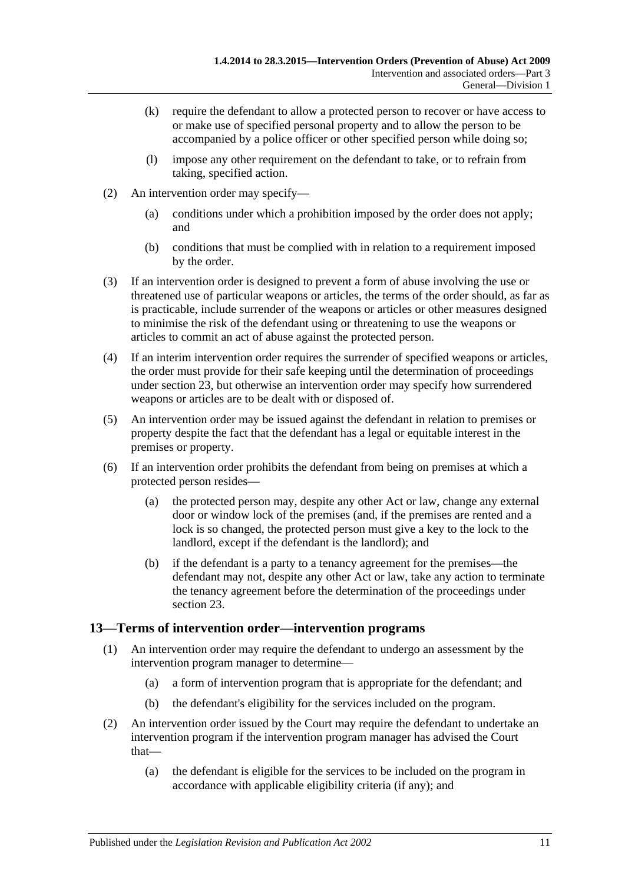(k) require the defendant to allow a protected person to recover or have access to or make use of specified personal property and to allow the person to be accompanied by a police officer or other specified person while doing so;

(l) impose any other requirement on the defendant to take, or to refrain from taking, specified action.

(2) An intervention order may specify—

(a) conditions under which a prohibition imposed by the order does not apply; and

(b) conditions that must be complied with in relation to a requirement imposed by the order.

(3) If an intervention order is designed to prevent a form of abuse involving the use or threatened use of particular weapons or articles, the terms of the order should, as far as is practicable, include surrender of the weapons or articles or other measures designed to minimise the risk of the defendant using or threatening to use the weapons or articles to commit an act of abuse against the protected person.

(4) If an interim intervention order requires the surrender of specified weapons or articles, the order must provide for their safe keeping until the determination of proceedings under section 23, but otherwise an intervention order may specify how surrendered weapons or articles are to be dealt with or disposed of.

(5) An intervention order may be issued against the defendant in relation to premises or property despite the fact that the defendant has a legal or equitable interest in the premises or property.

(6) If an intervention order prohibits the defendant from being on premises at which a protected person resides—

(a) the protected person may, despite any other Act or law, change any external door or window lock of the premises (and, if the premises are rented and a lock is so changed, the protected person must give a key to the lock to the landlord, except if the defendant is the landlord); and

(b) if the defendant is a party to a tenancy agreement for the premises—the defendant may not, despite any other Act or law, take any action to terminate the tenancy agreement before the determination of the proceedings under section 23.

## 13—Terms of intervention order—intervention programs

(1) An intervention order may require the defendant to undergo an assessment by the intervention program manager to determine—

(a) a form of intervention program that is appropriate for the defendant; and

(b) the defendant's eligibility for the services included on the program.

(2) An intervention order issued by the Court may require the defendant to undertake an intervention program if the intervention program manager has advised the Court that—

(a) the defendant is eligible for the services to be included on the program in accordance with applicable eligibility criteria (if any); and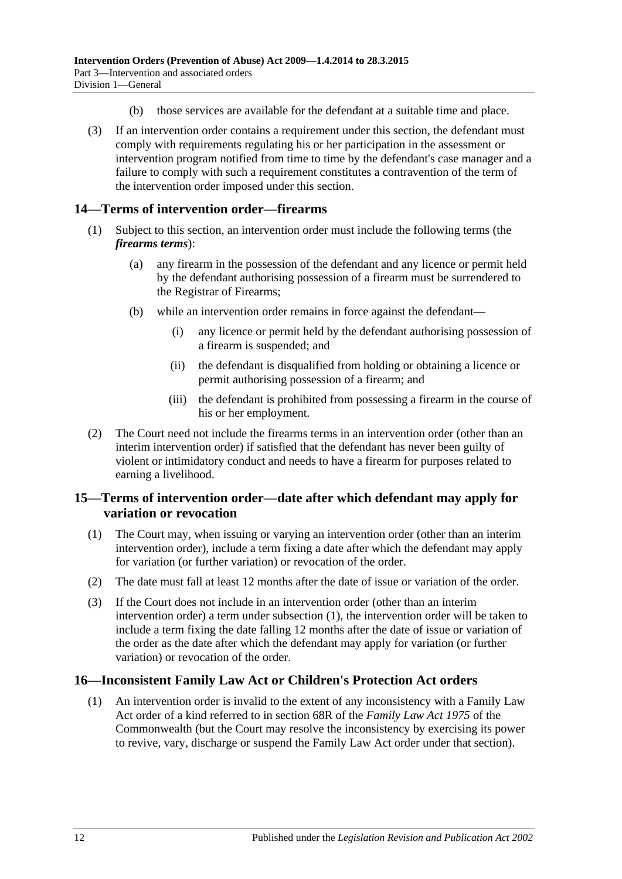(b) those services are available for the defendant at a suitable time and place.

(3) If an intervention order contains a requirement under this section, the defendant must comply with requirements regulating his or her participation in the assessment or intervention program notified from time to time by the defendant's case manager and a failure to comply with such a requirement constitutes a contravention of the term of the intervention order imposed under this section.

## 14—Terms of intervention order—firearms

(1) Subject to this section, an intervention order must include the following terms (the ***firearms terms***):

(a) any firearm in the possession of the defendant and any licence or permit held by the defendant authorising possession of a firearm must be surrendered to the Registrar of Firearms;

(b) while an intervention order remains in force against the defendant—

(i) any licence or permit held by the defendant authorising possession of a firearm is suspended; and

(ii) the defendant is disqualified from holding or obtaining a licence or permit authorising possession of a firearm; and

(iii) the defendant is prohibited from possessing a firearm in the course of his or her employment.

(2) The Court need not include the firearms terms in an intervention order (other than an interim intervention order) if satisfied that the defendant has never been guilty of violent or intimidatory conduct and needs to have a firearm for purposes related to earning a livelihood.

## 15—Terms of intervention order—date after which defendant may apply for variation or revocation

(1) The Court may, when issuing or varying an intervention order (other than an interim intervention order), include a term fixing a date after which the defendant may apply for variation (or further variation) or revocation of the order.

(2) The date must fall at least 12 months after the date of issue or variation of the order.

(3) If the Court does not include in an intervention order (other than an interim intervention order) a term under subsection (1), the intervention order will be taken to include a term fixing the date falling 12 months after the date of issue or variation of the order as the date after which the defendant may apply for variation (or further variation) or revocation of the order.

## 16—Inconsistent Family Law Act or Children's Protection Act orders

(1) An intervention order is invalid to the extent of any inconsistency with a Family Law Act order of a kind referred to in section 68R of the *Family Law Act 1975* of the Commonwealth (but the Court may resolve the inconsistency by exercising its power to revive, vary, discharge or suspend the Family Law Act order under that section).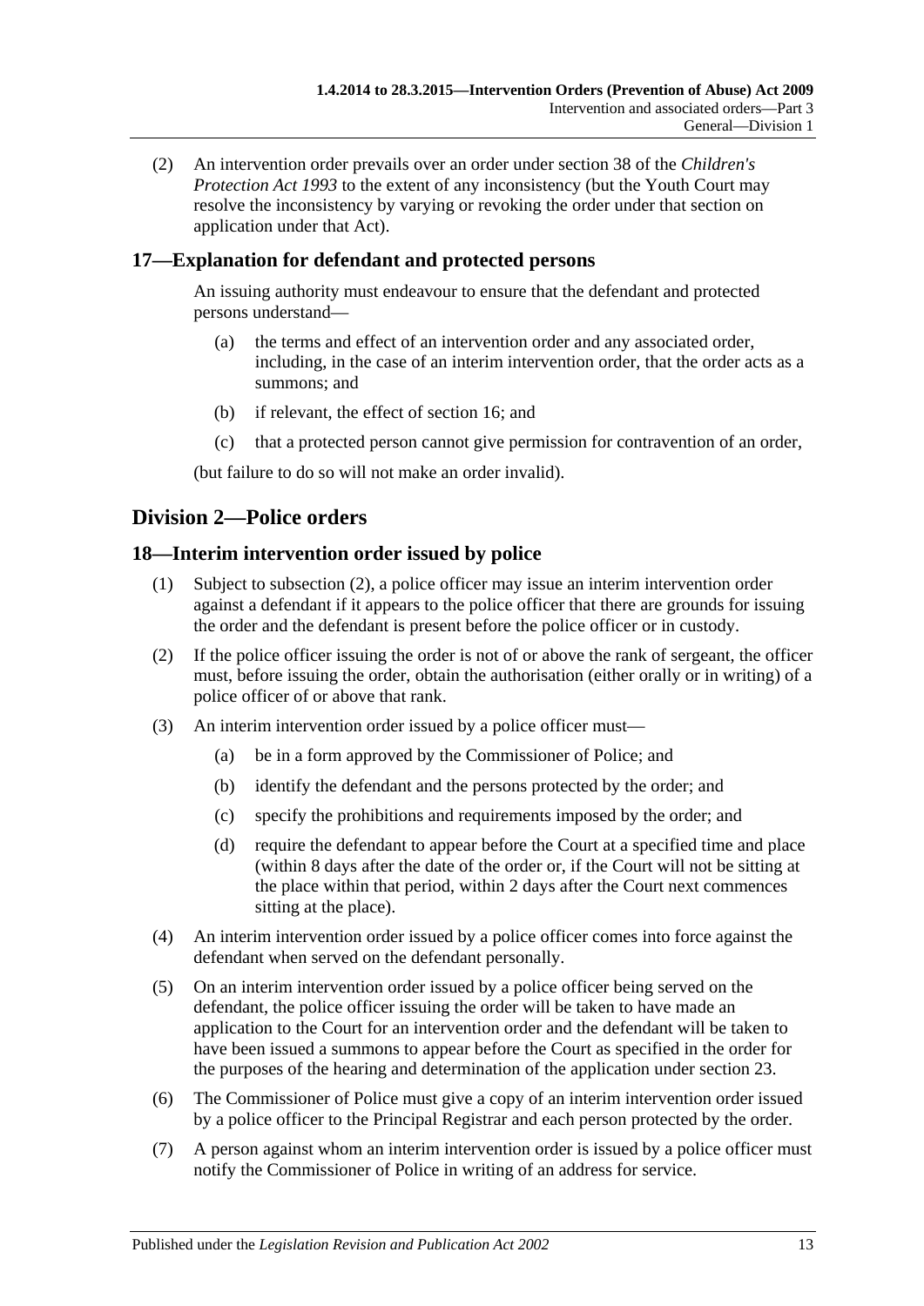(2) An intervention order prevails over an order under section 38 of the *Children's Protection Act 1993* to the extent of any inconsistency (but the Youth Court may resolve the inconsistency by varying or revoking the order under that section on application under that Act).

## 17—Explanation for defendant and protected persons

An issuing authority must endeavour to ensure that the defendant and protected persons understand—

(a) the terms and effect of an intervention order and any associated order, including, in the case of an interim intervention order, that the order acts as a summons; and

(b) if relevant, the effect of section 16; and

(c) that a protected person cannot give permission for contravention of an order,

(but failure to do so will not make an order invalid).

# Division 2—Police orders

## 18—Interim intervention order issued by police

(1) Subject to subsection (2), a police officer may issue an interim intervention order against a defendant if it appears to the police officer that there are grounds for issuing the order and the defendant is present before the police officer or in custody.

(2) If the police officer issuing the order is not of or above the rank of sergeant, the officer must, before issuing the order, obtain the authorisation (either orally or in writing) of a police officer of or above that rank.

(3) An interim intervention order issued by a police officer must—

(a) be in a form approved by the Commissioner of Police; and

(b) identify the defendant and the persons protected by the order; and

(c) specify the prohibitions and requirements imposed by the order; and

(d) require the defendant to appear before the Court at a specified time and place (within 8 days after the date of the order or, if the Court will not be sitting at the place within that period, within 2 days after the Court next commences sitting at the place).

(4) An interim intervention order issued by a police officer comes into force against the defendant when served on the defendant personally.

(5) On an interim intervention order issued by a police officer being served on the defendant, the police officer issuing the order will be taken to have made an application to the Court for an intervention order and the defendant will be taken to have been issued a summons to appear before the Court as specified in the order for the purposes of the hearing and determination of the application under section 23.

(6) The Commissioner of Police must give a copy of an interim intervention order issued by a police officer to the Principal Registrar and each person protected by the order.

(7) A person against whom an interim intervention order is issued by a police officer must notify the Commissioner of Police in writing of an address for service.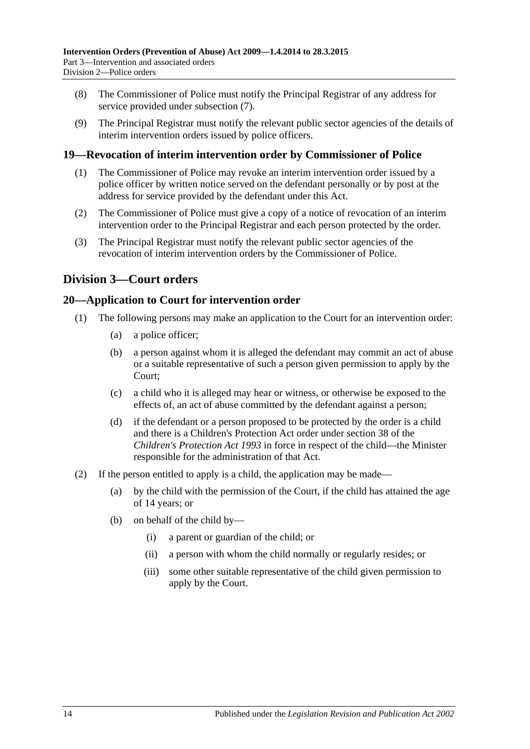(8) The Commissioner of Police must notify the Principal Registrar of any address for service provided under subsection (7).

(9) The Principal Registrar must notify the relevant public sector agencies of the details of interim intervention orders issued by police officers.

### 19—Revocation of interim intervention order by Commissioner of Police

(1) The Commissioner of Police may revoke an interim intervention order issued by a police officer by written notice served on the defendant personally or by post at the address for service provided by the defendant under this Act.

(2) The Commissioner of Police must give a copy of a notice of revocation of an interim intervention order to the Principal Registrar and each person protected by the order.

(3) The Principal Registrar must notify the relevant public sector agencies of the revocation of interim intervention orders by the Commissioner of Police.

## Division 3—Court orders

### 20—Application to Court for intervention order

(1) The following persons may make an application to the Court for an intervention order:

- (a) a police officer;
- (b) a person against whom it is alleged the defendant may commit an act of abuse or a suitable representative of such a person given permission to apply by the Court;
- (c) a child who it is alleged may hear or witness, or otherwise be exposed to the effects of, an act of abuse committed by the defendant against a person;
- (d) if the defendant or a person proposed to be protected by the order is a child and there is a Children's Protection Act order under section 38 of the *Children's Protection Act 1993* in force in respect of the child—the Minister responsible for the administration of that Act.

(2) If the person entitled to apply is a child, the application may be made—

- (a) by the child with the permission of the Court, if the child has attained the age of 14 years; or
- (b) on behalf of the child by—
  - (i) a parent or guardian of the child; or
  - (ii) a person with whom the child normally or regularly resides; or
  - (iii) some other suitable representative of the child given permission to apply by the Court.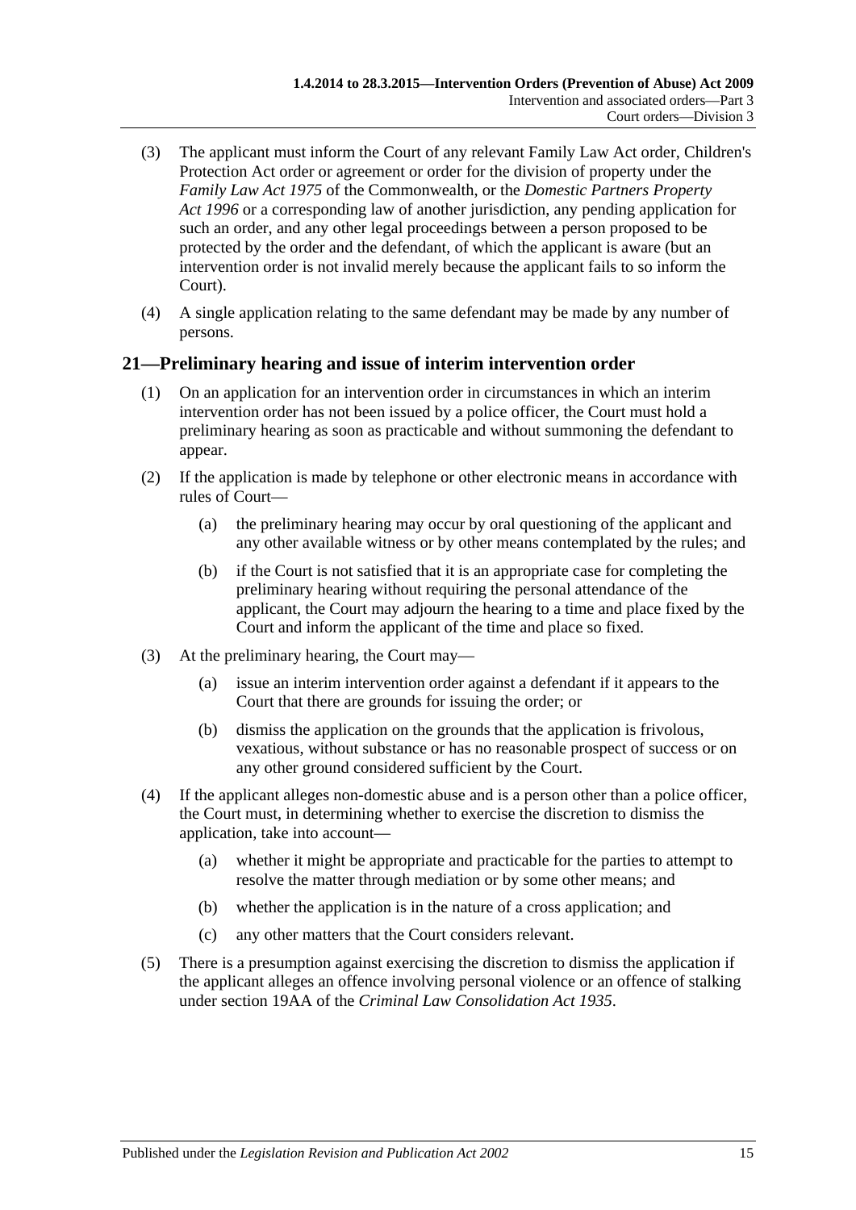(3) The applicant must inform the Court of any relevant Family Law Act order, Children's Protection Act order or agreement or order for the division of property under the *Family Law Act 1975* of the Commonwealth, or the *Domestic Partners Property Act 1996* or a corresponding law of another jurisdiction, any pending application for such an order, and any other legal proceedings between a person proposed to be protected by the order and the defendant, of which the applicant is aware (but an intervention order is not invalid merely because the applicant fails to so inform the Court).

(4) A single application relating to the same defendant may be made by any number of persons.

## 21—Preliminary hearing and issue of interim intervention order

(1) On an application for an intervention order in circumstances in which an interim intervention order has not been issued by a police officer, the Court must hold a preliminary hearing as soon as practicable and without summoning the defendant to appear.

(2) If the application is made by telephone or other electronic means in accordance with rules of Court—

- (a) the preliminary hearing may occur by oral questioning of the applicant and any other available witness or by other means contemplated by the rules; and
- (b) if the Court is not satisfied that it is an appropriate case for completing the preliminary hearing without requiring the personal attendance of the applicant, the Court may adjourn the hearing to a time and place fixed by the Court and inform the applicant of the time and place so fixed.

(3) At the preliminary hearing, the Court may—

- (a) issue an interim intervention order against a defendant if it appears to the Court that there are grounds for issuing the order; or
- (b) dismiss the application on the grounds that the application is frivolous, vexatious, without substance or has no reasonable prospect of success or on any other ground considered sufficient by the Court.

(4) If the applicant alleges non-domestic abuse and is a person other than a police officer, the Court must, in determining whether to exercise the discretion to dismiss the application, take into account—

- (a) whether it might be appropriate and practicable for the parties to attempt to resolve the matter through mediation or by some other means; and
- (b) whether the application is in the nature of a cross application; and
- (c) any other matters that the Court considers relevant.

(5) There is a presumption against exercising the discretion to dismiss the application if the applicant alleges an offence involving personal violence or an offence of stalking under section 19AA of the *Criminal Law Consolidation Act 1935*.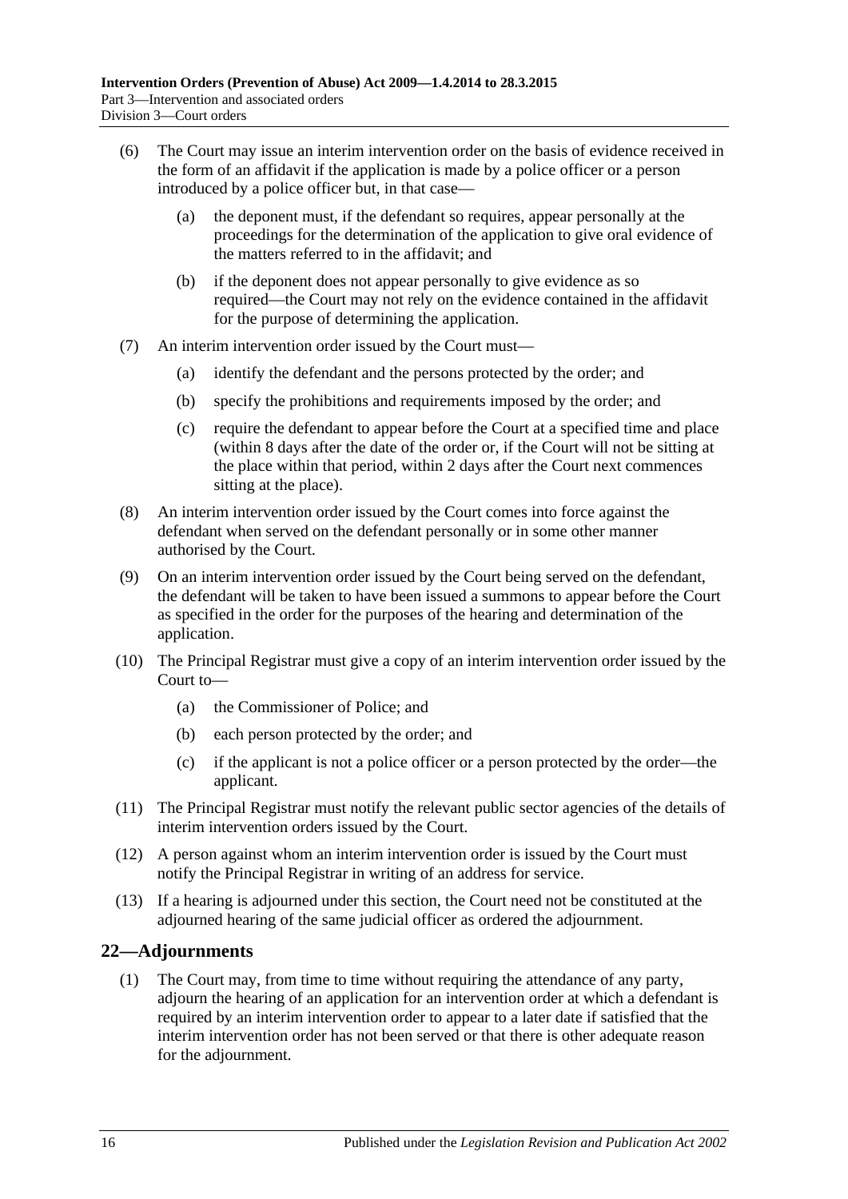(6) The Court may issue an interim intervention order on the basis of evidence received in the form of an affidavit if the application is made by a police officer or a person introduced by a police officer but, in that case—

(a) the deponent must, if the defendant so requires, appear personally at the proceedings for the determination of the application to give oral evidence of the matters referred to in the affidavit; and

(b) if the deponent does not appear personally to give evidence as so required—the Court may not rely on the evidence contained in the affidavit for the purpose of determining the application.

(7) An interim intervention order issued by the Court must—

(a) identify the defendant and the persons protected by the order; and

(b) specify the prohibitions and requirements imposed by the order; and

(c) require the defendant to appear before the Court at a specified time and place (within 8 days after the date of the order or, if the Court will not be sitting at the place within that period, within 2 days after the Court next commences sitting at the place).

(8) An interim intervention order issued by the Court comes into force against the defendant when served on the defendant personally or in some other manner authorised by the Court.

(9) On an interim intervention order issued by the Court being served on the defendant, the defendant will be taken to have been issued a summons to appear before the Court as specified in the order for the purposes of the hearing and determination of the application.

(10) The Principal Registrar must give a copy of an interim intervention order issued by the Court to—

(a) the Commissioner of Police; and

(b) each person protected by the order; and

(c) if the applicant is not a police officer or a person protected by the order—the applicant.

(11) The Principal Registrar must notify the relevant public sector agencies of the details of interim intervention orders issued by the Court.

(12) A person against whom an interim intervention order is issued by the Court must notify the Principal Registrar in writing of an address for service.

(13) If a hearing is adjourned under this section, the Court need not be constituted at the adjourned hearing of the same judicial officer as ordered the adjournment.

## 22—Adjournments

(1) The Court may, from time to time without requiring the attendance of any party, adjourn the hearing of an application for an intervention order at which a defendant is required by an interim intervention order to appear to a later date if satisfied that the interim intervention order has not been served or that there is other adequate reason for the adjournment.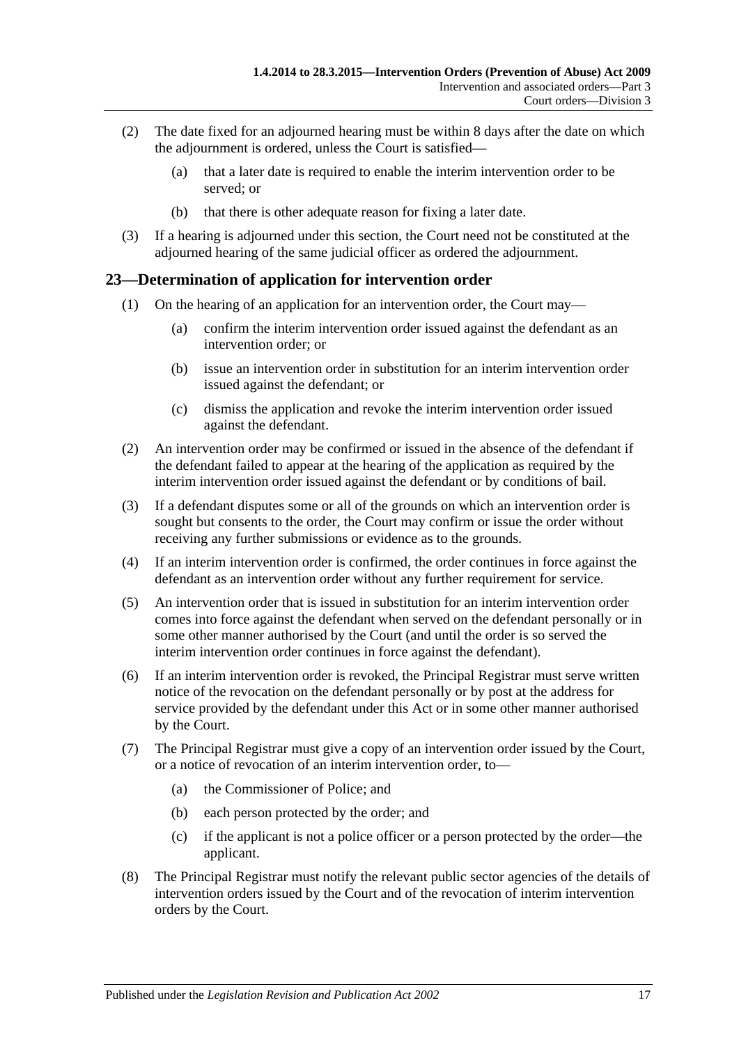(2) The date fixed for an adjourned hearing must be within 8 days after the date on which the adjournment is ordered, unless the Court is satisfied—

(a) that a later date is required to enable the interim intervention order to be served; or

(b) that there is other adequate reason for fixing a later date.

(3) If a hearing is adjourned under this section, the Court need not be constituted at the adjourned hearing of the same judicial officer as ordered the adjournment.

## 23—Determination of application for intervention order

(1) On the hearing of an application for an intervention order, the Court may—

(a) confirm the interim intervention order issued against the defendant as an intervention order; or

(b) issue an intervention order in substitution for an interim intervention order issued against the defendant; or

(c) dismiss the application and revoke the interim intervention order issued against the defendant.

(2) An intervention order may be confirmed or issued in the absence of the defendant if the defendant failed to appear at the hearing of the application as required by the interim intervention order issued against the defendant or by conditions of bail.

(3) If a defendant disputes some or all of the grounds on which an intervention order is sought but consents to the order, the Court may confirm or issue the order without receiving any further submissions or evidence as to the grounds.

(4) If an interim intervention order is confirmed, the order continues in force against the defendant as an intervention order without any further requirement for service.

(5) An intervention order that is issued in substitution for an interim intervention order comes into force against the defendant when served on the defendant personally or in some other manner authorised by the Court (and until the order is so served the interim intervention order continues in force against the defendant).

(6) If an interim intervention order is revoked, the Principal Registrar must serve written notice of the revocation on the defendant personally or by post at the address for service provided by the defendant under this Act or in some other manner authorised by the Court.

(7) The Principal Registrar must give a copy of an intervention order issued by the Court, or a notice of revocation of an interim intervention order, to—

(a) the Commissioner of Police; and

(b) each person protected by the order; and

(c) if the applicant is not a police officer or a person protected by the order—the applicant.

(8) The Principal Registrar must notify the relevant public sector agencies of the details of intervention orders issued by the Court and of the revocation of interim intervention orders by the Court.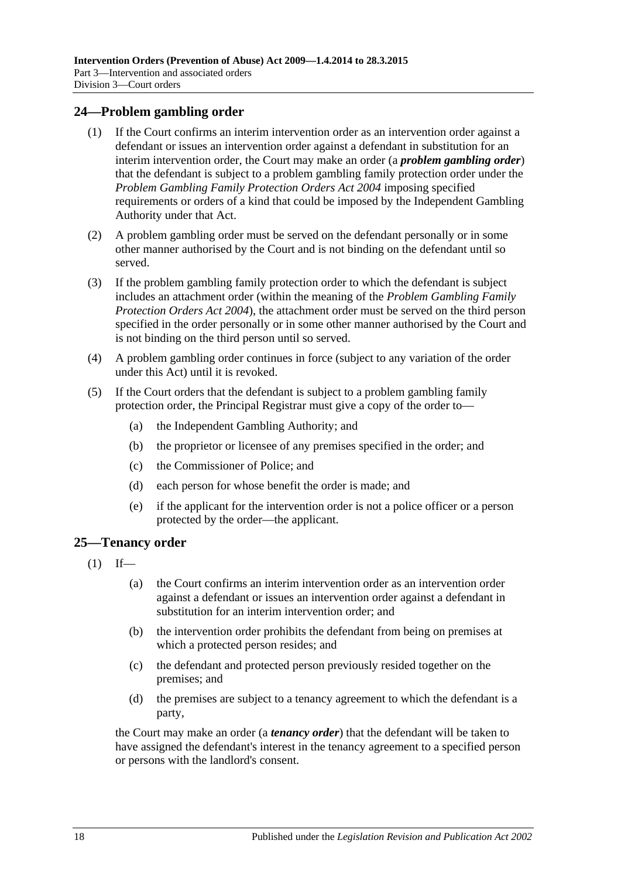## 24—Problem gambling order

(1) If the Court confirms an interim intervention order as an intervention order against a defendant or issues an intervention order against a defendant in substitution for an interim intervention order, the Court may make an order (a ***problem gambling order***) that the defendant is subject to a problem gambling family protection order under the *Problem Gambling Family Protection Orders Act 2004* imposing specified requirements or orders of a kind that could be imposed by the Independent Gambling Authority under that Act.

(2) A problem gambling order must be served on the defendant personally or in some other manner authorised by the Court and is not binding on the defendant until so served.

(3) If the problem gambling family protection order to which the defendant is subject includes an attachment order (within the meaning of the *Problem Gambling Family Protection Orders Act 2004*), the attachment order must be served on the third person specified in the order personally or in some other manner authorised by the Court and is not binding on the third person until so served.

(4) A problem gambling order continues in force (subject to any variation of the order under this Act) until it is revoked.

(5) If the Court orders that the defendant is subject to a problem gambling family protection order, the Principal Registrar must give a copy of the order to—

(a) the Independent Gambling Authority; and

(b) the proprietor or licensee of any premises specified in the order; and

(c) the Commissioner of Police; and

(d) each person for whose benefit the order is made; and

(e) if the applicant for the intervention order is not a police officer or a person protected by the order—the applicant.

## 25—Tenancy order

(1) If—

(a) the Court confirms an interim intervention order as an intervention order against a defendant or issues an intervention order against a defendant in substitution for an interim intervention order; and

(b) the intervention order prohibits the defendant from being on premises at which a protected person resides; and

(c) the defendant and protected person previously resided together on the premises; and

(d) the premises are subject to a tenancy agreement to which the defendant is a party,

the Court may make an order (a ***tenancy order***) that the defendant will be taken to have assigned the defendant's interest in the tenancy agreement to a specified person or persons with the landlord's consent.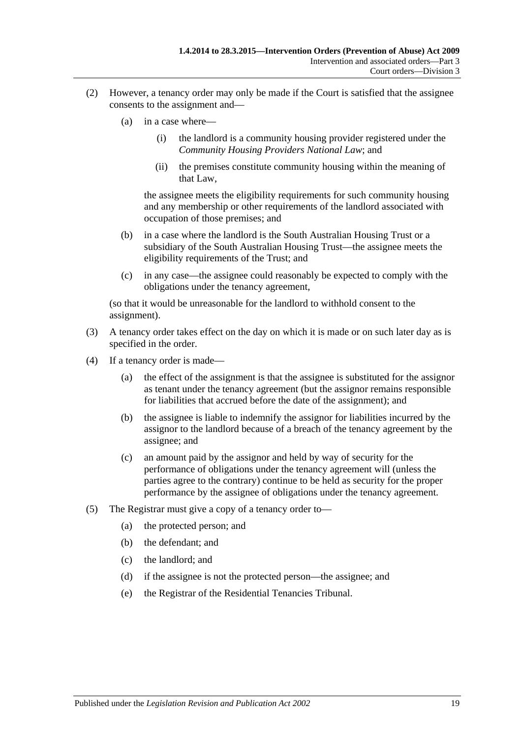(2) However, a tenancy order may only be made if the Court is satisfied that the assignee consents to the assignment and—

(a) in a case where—

(i) the landlord is a community housing provider registered under the *Community Housing Providers National Law*; and

(ii) the premises constitute community housing within the meaning of that Law,

the assignee meets the eligibility requirements for such community housing and any membership or other requirements of the landlord associated with occupation of those premises; and

(b) in a case where the landlord is the South Australian Housing Trust or a subsidiary of the South Australian Housing Trust—the assignee meets the eligibility requirements of the Trust; and

(c) in any case—the assignee could reasonably be expected to comply with the obligations under the tenancy agreement,

(so that it would be unreasonable for the landlord to withhold consent to the assignment).

(3) A tenancy order takes effect on the day on which it is made or on such later day as is specified in the order.

(4) If a tenancy order is made—

(a) the effect of the assignment is that the assignee is substituted for the assignor as tenant under the tenancy agreement (but the assignor remains responsible for liabilities that accrued before the date of the assignment); and

(b) the assignee is liable to indemnify the assignor for liabilities incurred by the assignor to the landlord because of a breach of the tenancy agreement by the assignee; and

(c) an amount paid by the assignor and held by way of security for the performance of obligations under the tenancy agreement will (unless the parties agree to the contrary) continue to be held as security for the proper performance by the assignee of obligations under the tenancy agreement.

(5) The Registrar must give a copy of a tenancy order to—

(a) the protected person; and

(b) the defendant; and

(c) the landlord; and

(d) if the assignee is not the protected person—the assignee; and

(e) the Registrar of the Residential Tenancies Tribunal.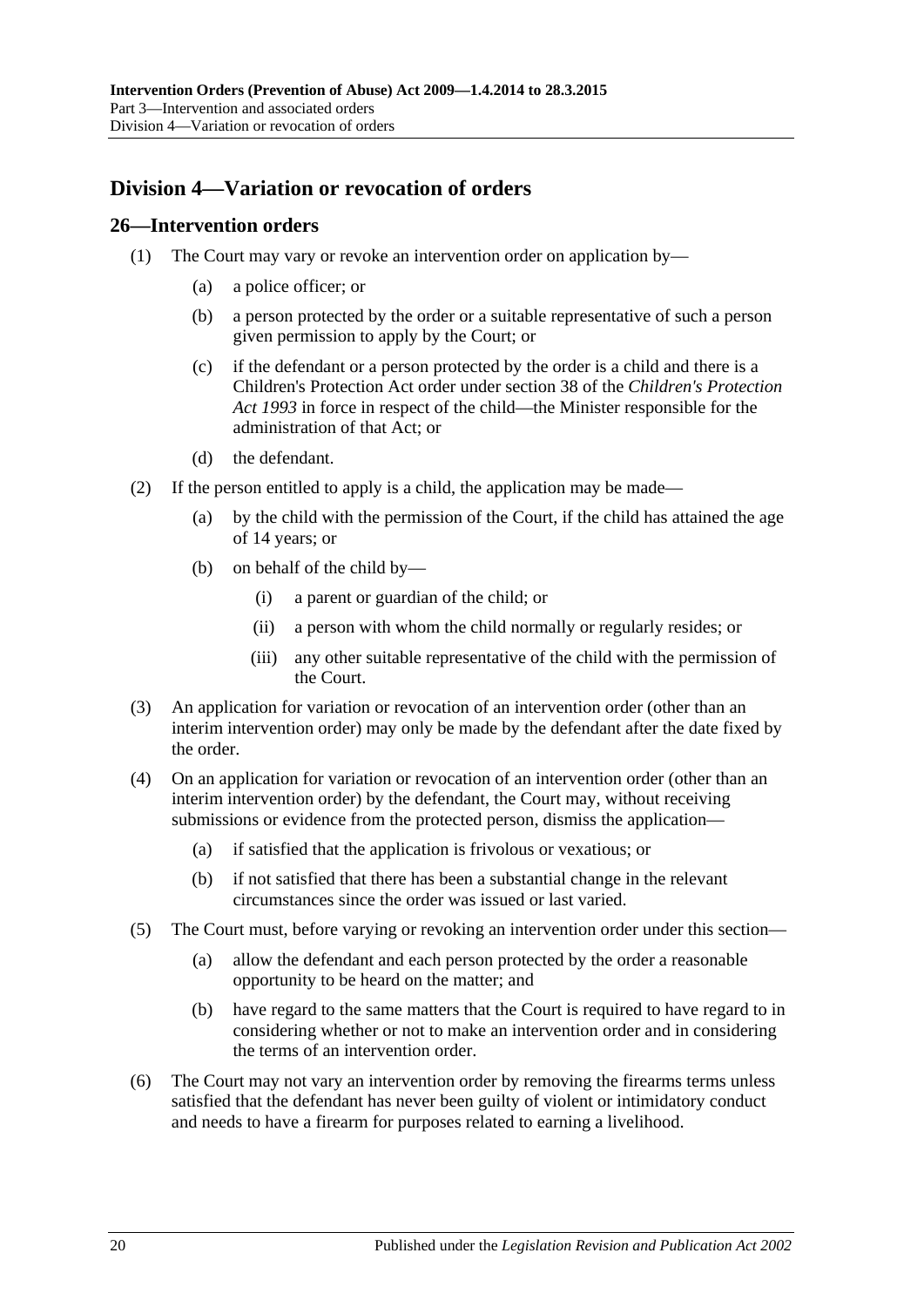## Division 4—Variation or revocation of orders

### 26—Intervention orders

(1) The Court may vary or revoke an intervention order on application by—

(a) a police officer; or

(b) a person protected by the order or a suitable representative of such a person given permission to apply by the Court; or

(c) if the defendant or a person protected by the order is a child and there is a Children's Protection Act order under section 38 of the *Children's Protection Act 1993* in force in respect of the child—the Minister responsible for the administration of that Act; or

(d) the defendant.

(2) If the person entitled to apply is a child, the application may be made—

(a) by the child with the permission of the Court, if the child has attained the age of 14 years; or

(b) on behalf of the child by—

(i) a parent or guardian of the child; or

(ii) a person with whom the child normally or regularly resides; or

(iii) any other suitable representative of the child with the permission of the Court.

(3) An application for variation or revocation of an intervention order (other than an interim intervention order) may only be made by the defendant after the date fixed by the order.

(4) On an application for variation or revocation of an intervention order (other than an interim intervention order) by the defendant, the Court may, without receiving submissions or evidence from the protected person, dismiss the application—

(a) if satisfied that the application is frivolous or vexatious; or

(b) if not satisfied that there has been a substantial change in the relevant circumstances since the order was issued or last varied.

(5) The Court must, before varying or revoking an intervention order under this section—

(a) allow the defendant and each person protected by the order a reasonable opportunity to be heard on the matter; and

(b) have regard to the same matters that the Court is required to have regard to in considering whether or not to make an intervention order and in considering the terms of an intervention order.

(6) The Court may not vary an intervention order by removing the firearms terms unless satisfied that the defendant has never been guilty of violent or intimidatory conduct and needs to have a firearm for purposes related to earning a livelihood.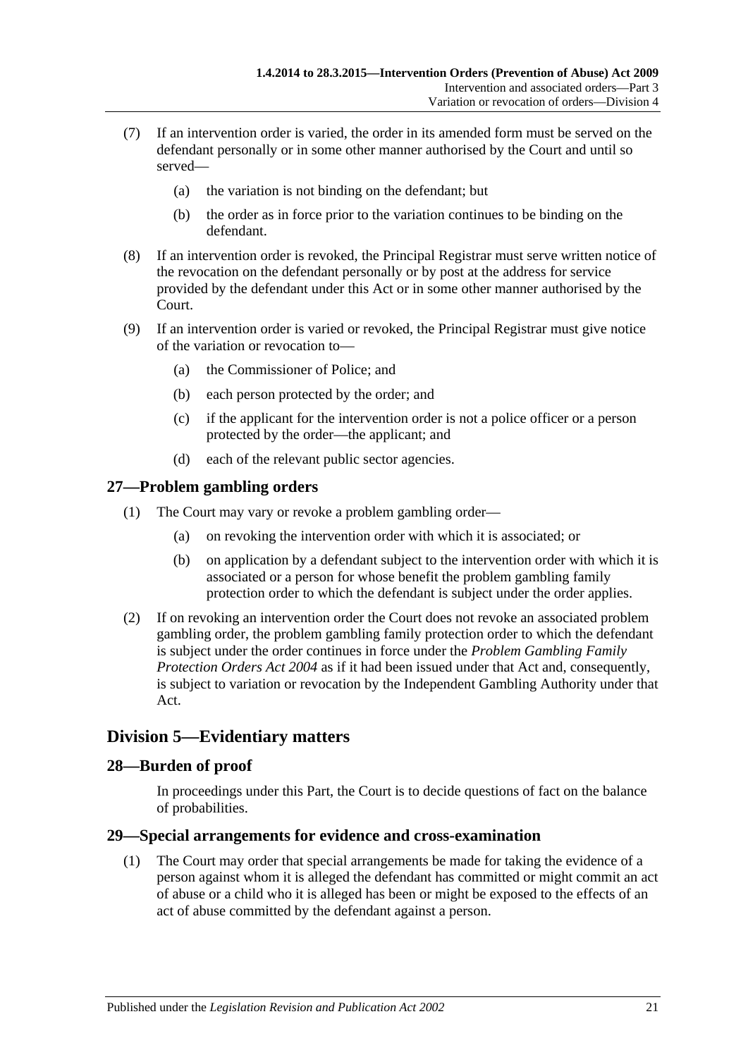(7) If an intervention order is varied, the order in its amended form must be served on the defendant personally or in some other manner authorised by the Court and until so served—

   (a) the variation is not binding on the defendant; but

   (b) the order as in force prior to the variation continues to be binding on the defendant.

(8) If an intervention order is revoked, the Principal Registrar must serve written notice of the revocation on the defendant personally or by post at the address for service provided by the defendant under this Act or in some other manner authorised by the Court.

(9) If an intervention order is varied or revoked, the Principal Registrar must give notice of the variation or revocation to—

   (a) the Commissioner of Police; and

   (b) each person protected by the order; and

   (c) if the applicant for the intervention order is not a police officer or a person protected by the order—the applicant; and

   (d) each of the relevant public sector agencies.

### 27—Problem gambling orders

(1) The Court may vary or revoke a problem gambling order—

   (a) on revoking the intervention order with which it is associated; or

   (b) on application by a defendant subject to the intervention order with which it is associated or a person for whose benefit the problem gambling family protection order to which the defendant is subject under the order applies.

(2) If on revoking an intervention order the Court does not revoke an associated problem gambling order, the problem gambling family protection order to which the defendant is subject under the order continues in force under the *Problem Gambling Family Protection Orders Act 2004* as if it had been issued under that Act and, consequently, is subject to variation or revocation by the Independent Gambling Authority under that Act.

## Division 5—Evidentiary matters

### 28—Burden of proof

In proceedings under this Part, the Court is to decide questions of fact on the balance of probabilities.

### 29—Special arrangements for evidence and cross-examination

(1) The Court may order that special arrangements be made for taking the evidence of a person against whom it is alleged the defendant has committed or might commit an act of abuse or a child who it is alleged has been or might be exposed to the effects of an act of abuse committed by the defendant against a person.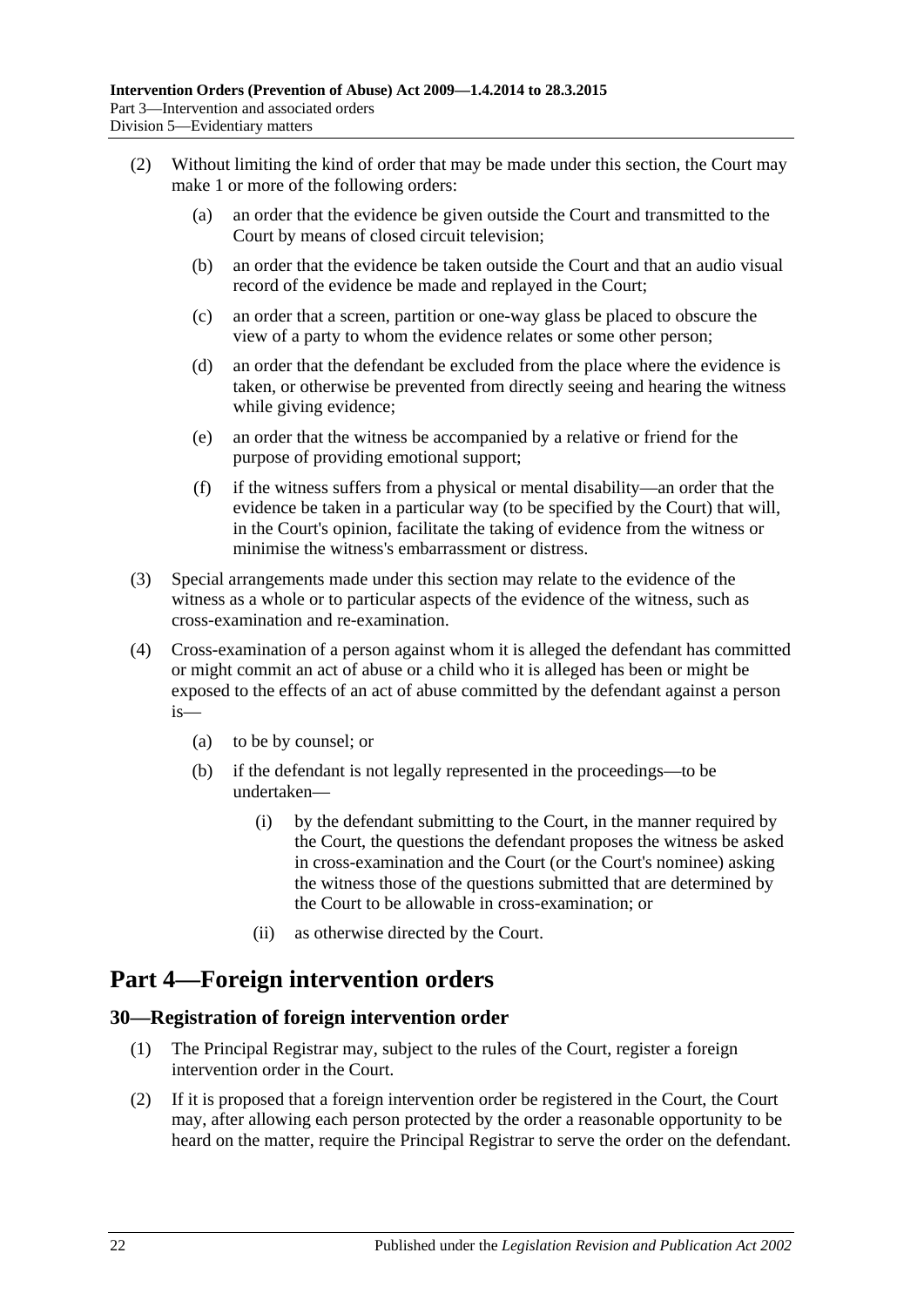(2) Without limiting the kind of order that may be made under this section, the Court may make 1 or more of the following orders:

 (a) an order that the evidence be given outside the Court and transmitted to the Court by means of closed circuit television;

 (b) an order that the evidence be taken outside the Court and that an audio visual record of the evidence be made and replayed in the Court;

 (c) an order that a screen, partition or one-way glass be placed to obscure the view of a party to whom the evidence relates or some other person;

 (d) an order that the defendant be excluded from the place where the evidence is taken, or otherwise be prevented from directly seeing and hearing the witness while giving evidence;

 (e) an order that the witness be accompanied by a relative or friend for the purpose of providing emotional support;

 (f) if the witness suffers from a physical or mental disability—an order that the evidence be taken in a particular way (to be specified by the Court) that will, in the Court's opinion, facilitate the taking of evidence from the witness or minimise the witness's embarrassment or distress.

(3) Special arrangements made under this section may relate to the evidence of the witness as a whole or to particular aspects of the evidence of the witness, such as cross-examination and re-examination.

(4) Cross-examination of a person against whom it is alleged the defendant has committed or might commit an act of abuse or a child who it is alleged has been or might be exposed to the effects of an act of abuse committed by the defendant against a person is—

 (a) to be by counsel; or

 (b) if the defendant is not legally represented in the proceedings—to be undertaken—

  (i) by the defendant submitting to the Court, in the manner required by the Court, the questions the defendant proposes the witness be asked in cross-examination and the Court (or the Court's nominee) asking the witness those of the questions submitted that are determined by the Court to be allowable in cross-examination; or

  (ii) as otherwise directed by the Court.

# Part 4—Foreign intervention orders

## 30—Registration of foreign intervention order

(1) The Principal Registrar may, subject to the rules of the Court, register a foreign intervention order in the Court.

(2) If it is proposed that a foreign intervention order be registered in the Court, the Court may, after allowing each person protected by the order a reasonable opportunity to be heard on the matter, require the Principal Registrar to serve the order on the defendant.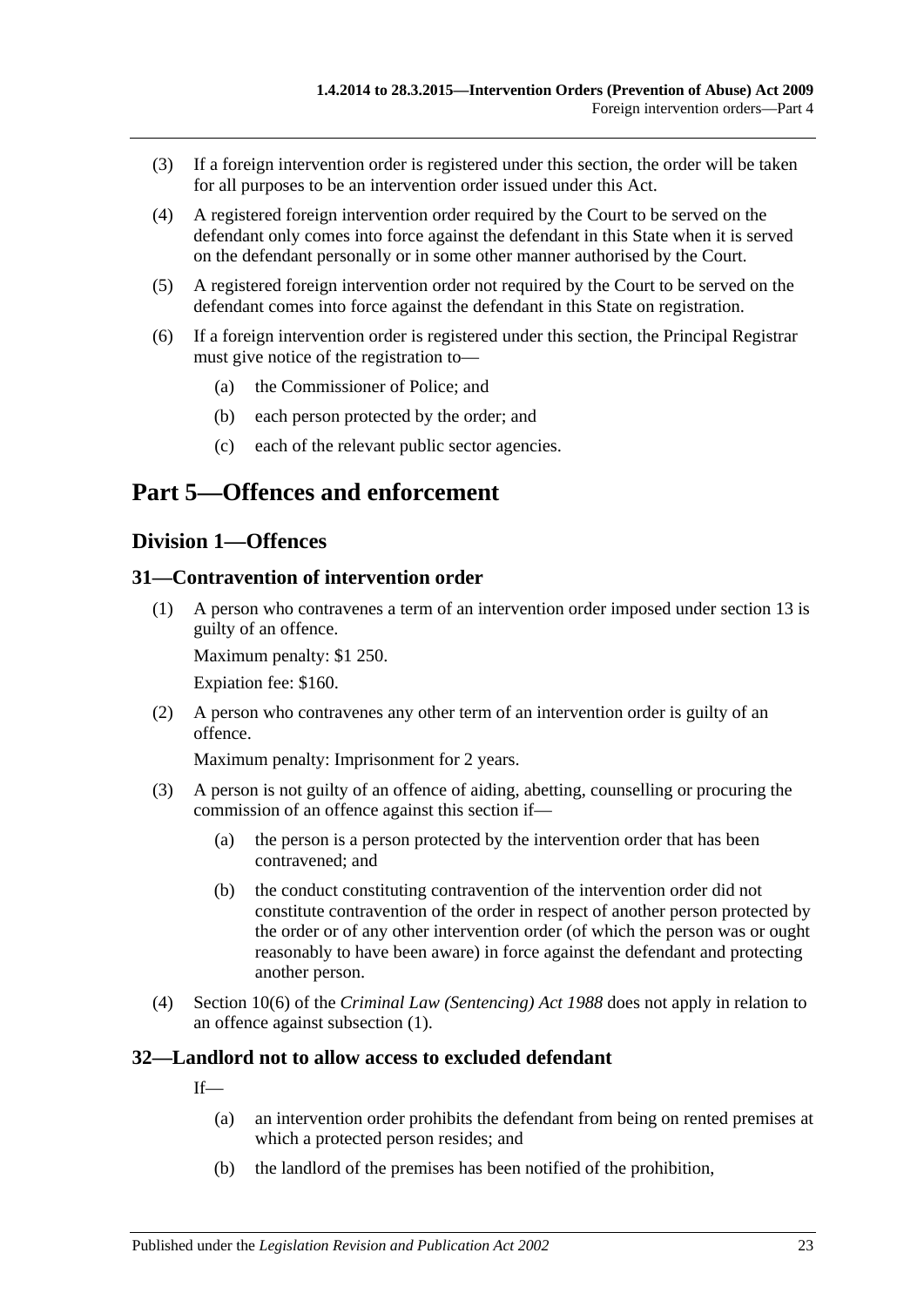(3) If a foreign intervention order is registered under this section, the order will be taken for all purposes to be an intervention order issued under this Act.

(4) A registered foreign intervention order required by the Court to be served on the defendant only comes into force against the defendant in this State when it is served on the defendant personally or in some other manner authorised by the Court.

(5) A registered foreign intervention order not required by the Court to be served on the defendant comes into force against the defendant in this State on registration.

(6) If a foreign intervention order is registered under this section, the Principal Registrar must give notice of the registration to—

(a) the Commissioner of Police; and

(b) each person protected by the order; and

(c) each of the relevant public sector agencies.

# Part 5—Offences and enforcement

## Division 1—Offences

### 31—Contravention of intervention order

(1) A person who contravenes a term of an intervention order imposed under section 13 is guilty of an offence.

Maximum penalty: $1 250.

Expiation fee: $160.

(2) A person who contravenes any other term of an intervention order is guilty of an offence.

Maximum penalty: Imprisonment for 2 years.

(3) A person is not guilty of an offence of aiding, abetting, counselling or procuring the commission of an offence against this section if—

(a) the person is a person protected by the intervention order that has been contravened; and

(b) the conduct constituting contravention of the intervention order did not constitute contravention of the order in respect of another person protected by the order or of any other intervention order (of which the person was or ought reasonably to have been aware) in force against the defendant and protecting another person.

(4) Section 10(6) of the *Criminal Law (Sentencing) Act 1988* does not apply in relation to an offence against subsection (1).

### 32—Landlord not to allow access to excluded defendant

If—

(a) an intervention order prohibits the defendant from being on rented premises at which a protected person resides; and

(b) the landlord of the premises has been notified of the prohibition,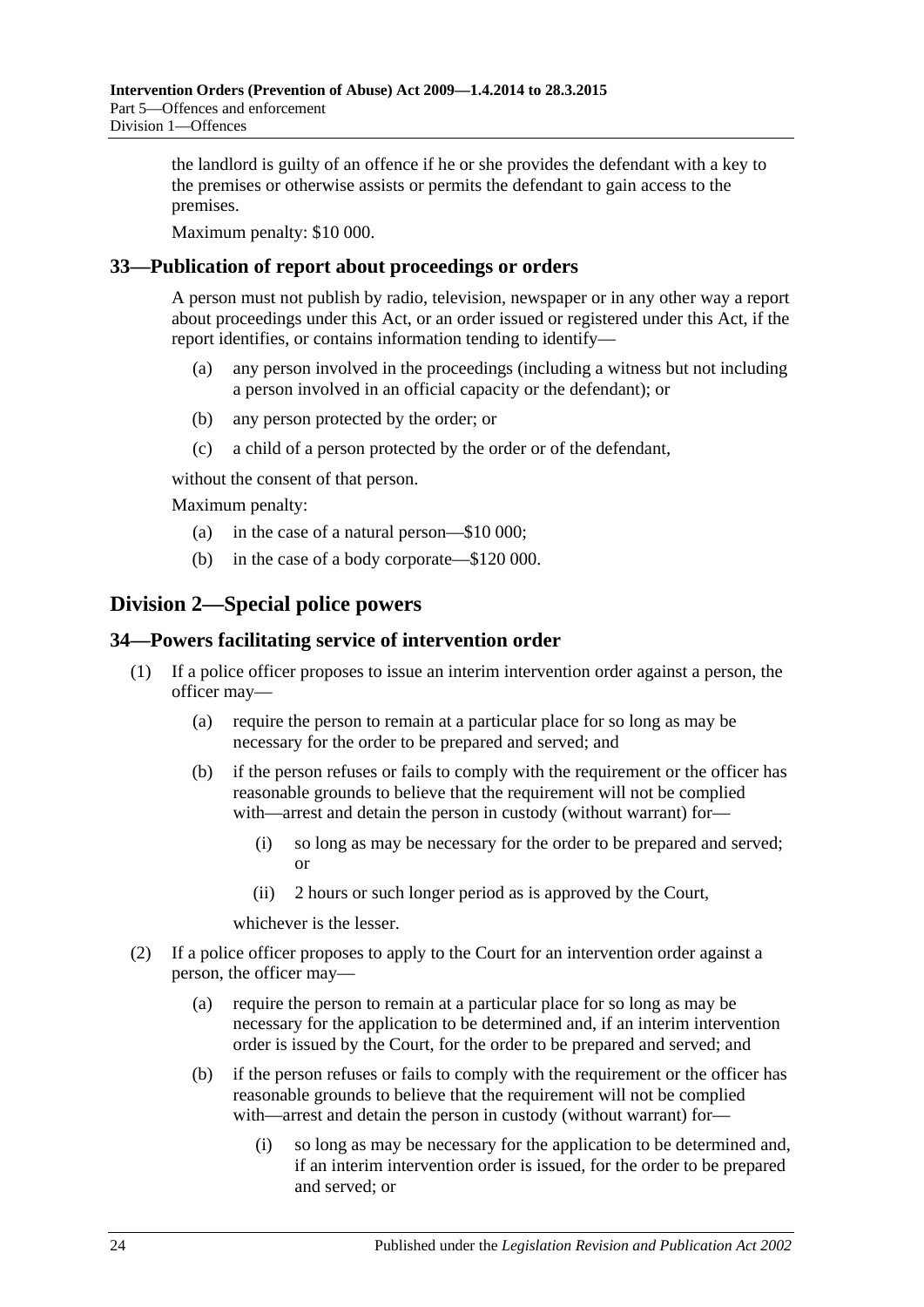the landlord is guilty of an offence if he or she provides the defendant with a key to the premises or otherwise assists or permits the defendant to gain access to the premises.

Maximum penalty: $10 000.

### 33—Publication of report about proceedings or orders

A person must not publish by radio, television, newspaper or in any other way a report about proceedings under this Act, or an order issued or registered under this Act, if the report identifies, or contains information tending to identify—

- (a) any person involved in the proceedings (including a witness but not including a person involved in an official capacity or the defendant); or
- (b) any person protected by the order; or
- (c) a child of a person protected by the order or of the defendant,

without the consent of that person.

Maximum penalty:

- (a) in the case of a natural person—$10 000;
- (b) in the case of a body corporate—$120 000.

## Division 2—Special police powers

### 34—Powers facilitating service of intervention order

(1) If a police officer proposes to issue an interim intervention order against a person, the officer may—

- (a) require the person to remain at a particular place for so long as may be necessary for the order to be prepared and served; and
- (b) if the person refuses or fails to comply with the requirement or the officer has reasonable grounds to believe that the requirement will not be complied with—arrest and detain the person in custody (without warrant) for—
  - (i) so long as may be necessary for the order to be prepared and served; or
  - (ii) 2 hours or such longer period as is approved by the Court,

  whichever is the lesser.

(2) If a police officer proposes to apply to the Court for an intervention order against a person, the officer may—

- (a) require the person to remain at a particular place for so long as may be necessary for the application to be determined and, if an interim intervention order is issued by the Court, for the order to be prepared and served; and
- (b) if the person refuses or fails to comply with the requirement or the officer has reasonable grounds to believe that the requirement will not be complied with—arrest and detain the person in custody (without warrant) for—
  - (i) so long as may be necessary for the application to be determined and, if an interim intervention order is issued, for the order to be prepared and served; or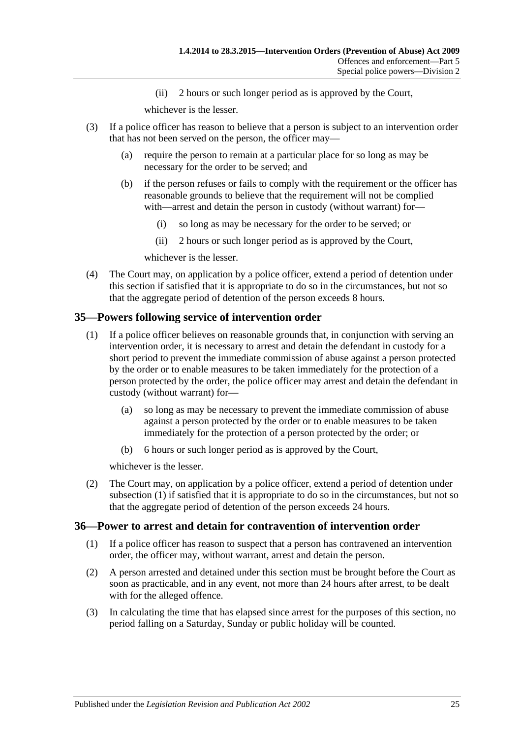(ii) 2 hours or such longer period as is approved by the Court,

whichever is the lesser.

(3) If a police officer has reason to believe that a person is subject to an intervention order that has not been served on the person, the officer may—

(a) require the person to remain at a particular place for so long as may be necessary for the order to be served; and

(b) if the person refuses or fails to comply with the requirement or the officer has reasonable grounds to believe that the requirement will not be complied with—arrest and detain the person in custody (without warrant) for—

(i) so long as may be necessary for the order to be served; or

(ii) 2 hours or such longer period as is approved by the Court,

whichever is the lesser.

(4) The Court may, on application by a police officer, extend a period of detention under this section if satisfied that it is appropriate to do so in the circumstances, but not so that the aggregate period of detention of the person exceeds 8 hours.

## 35—Powers following service of intervention order

(1) If a police officer believes on reasonable grounds that, in conjunction with serving an intervention order, it is necessary to arrest and detain the defendant in custody for a short period to prevent the immediate commission of abuse against a person protected by the order or to enable measures to be taken immediately for the protection of a person protected by the order, the police officer may arrest and detain the defendant in custody (without warrant) for—

(a) so long as may be necessary to prevent the immediate commission of abuse against a person protected by the order or to enable measures to be taken immediately for the protection of a person protected by the order; or

(b) 6 hours or such longer period as is approved by the Court,

whichever is the lesser.

(2) The Court may, on application by a police officer, extend a period of detention under subsection (1) if satisfied that it is appropriate to do so in the circumstances, but not so that the aggregate period of detention of the person exceeds 24 hours.

## 36—Power to arrest and detain for contravention of intervention order

(1) If a police officer has reason to suspect that a person has contravened an intervention order, the officer may, without warrant, arrest and detain the person.

(2) A person arrested and detained under this section must be brought before the Court as soon as practicable, and in any event, not more than 24 hours after arrest, to be dealt with for the alleged offence.

(3) In calculating the time that has elapsed since arrest for the purposes of this section, no period falling on a Saturday, Sunday or public holiday will be counted.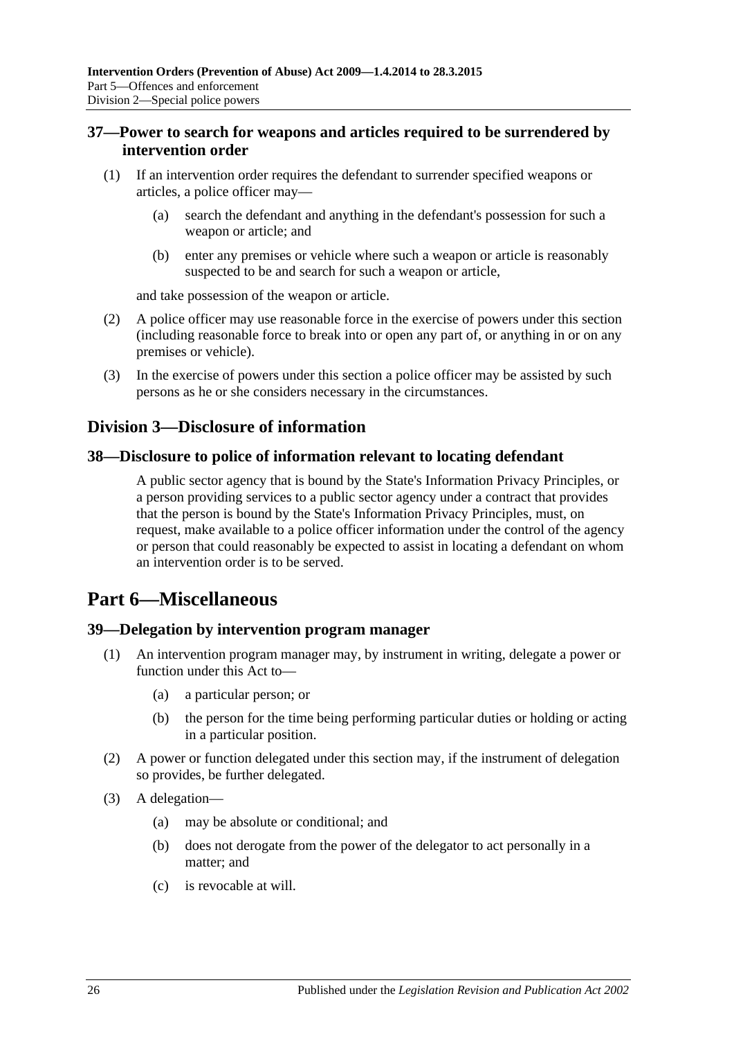### 37—Power to search for weapons and articles required to be surrendered by intervention order

(1) If an intervention order requires the defendant to surrender specified weapons or articles, a police officer may—

(a) search the defendant and anything in the defendant's possession for such a weapon or article; and

(b) enter any premises or vehicle where such a weapon or article is reasonably suspected to be and search for such a weapon or article,

and take possession of the weapon or article.

(2) A police officer may use reasonable force in the exercise of powers under this section (including reasonable force to break into or open any part of, or anything in or on any premises or vehicle).

(3) In the exercise of powers under this section a police officer may be assisted by such persons as he or she considers necessary in the circumstances.

## Division 3—Disclosure of information

### 38—Disclosure to police of information relevant to locating defendant

A public sector agency that is bound by the State's Information Privacy Principles, or a person providing services to a public sector agency under a contract that provides that the person is bound by the State's Information Privacy Principles, must, on request, make available to a police officer information under the control of the agency or person that could reasonably be expected to assist in locating a defendant on whom an intervention order is to be served.

# Part 6—Miscellaneous

### 39—Delegation by intervention program manager

(1) An intervention program manager may, by instrument in writing, delegate a power or function under this Act to—

(a) a particular person; or

(b) the person for the time being performing particular duties or holding or acting in a particular position.

(2) A power or function delegated under this section may, if the instrument of delegation so provides, be further delegated.

(3) A delegation—

(a) may be absolute or conditional; and

(b) does not derogate from the power of the delegator to act personally in a matter; and

(c) is revocable at will.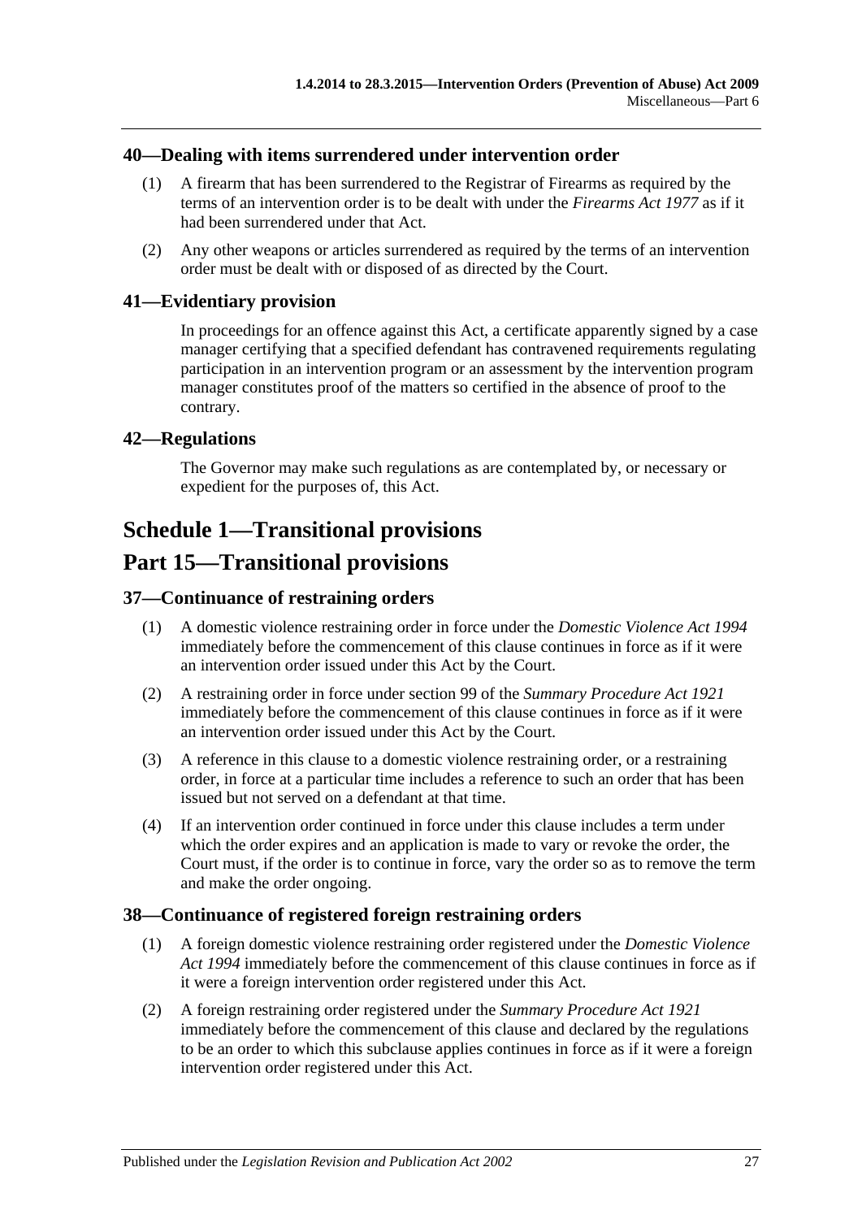## 40—Dealing with items surrendered under intervention order

(1) A firearm that has been surrendered to the Registrar of Firearms as required by the terms of an intervention order is to be dealt with under the *Firearms Act 1977* as if it had been surrendered under that Act.

(2) Any other weapons or articles surrendered as required by the terms of an intervention order must be dealt with or disposed of as directed by the Court.

## 41—Evidentiary provision

In proceedings for an offence against this Act, a certificate apparently signed by a case manager certifying that a specified defendant has contravened requirements regulating participation in an intervention program or an assessment by the intervention program manager constitutes proof of the matters so certified in the absence of proof to the contrary.

## 42—Regulations

The Governor may make such regulations as are contemplated by, or necessary or expedient for the purposes of, this Act.

# Schedule 1—Transitional provisions

# Part 15—Transitional provisions

## 37—Continuance of restraining orders

(1) A domestic violence restraining order in force under the *Domestic Violence Act 1994* immediately before the commencement of this clause continues in force as if it were an intervention order issued under this Act by the Court.

(2) A restraining order in force under section 99 of the *Summary Procedure Act 1921* immediately before the commencement of this clause continues in force as if it were an intervention order issued under this Act by the Court.

(3) A reference in this clause to a domestic violence restraining order, or a restraining order, in force at a particular time includes a reference to such an order that has been issued but not served on a defendant at that time.

(4) If an intervention order continued in force under this clause includes a term under which the order expires and an application is made to vary or revoke the order, the Court must, if the order is to continue in force, vary the order so as to remove the term and make the order ongoing.

## 38—Continuance of registered foreign restraining orders

(1) A foreign domestic violence restraining order registered under the *Domestic Violence Act 1994* immediately before the commencement of this clause continues in force as if it were a foreign intervention order registered under this Act.

(2) A foreign restraining order registered under the *Summary Procedure Act 1921* immediately before the commencement of this clause and declared by the regulations to be an order to which this subclause applies continues in force as if it were a foreign intervention order registered under this Act.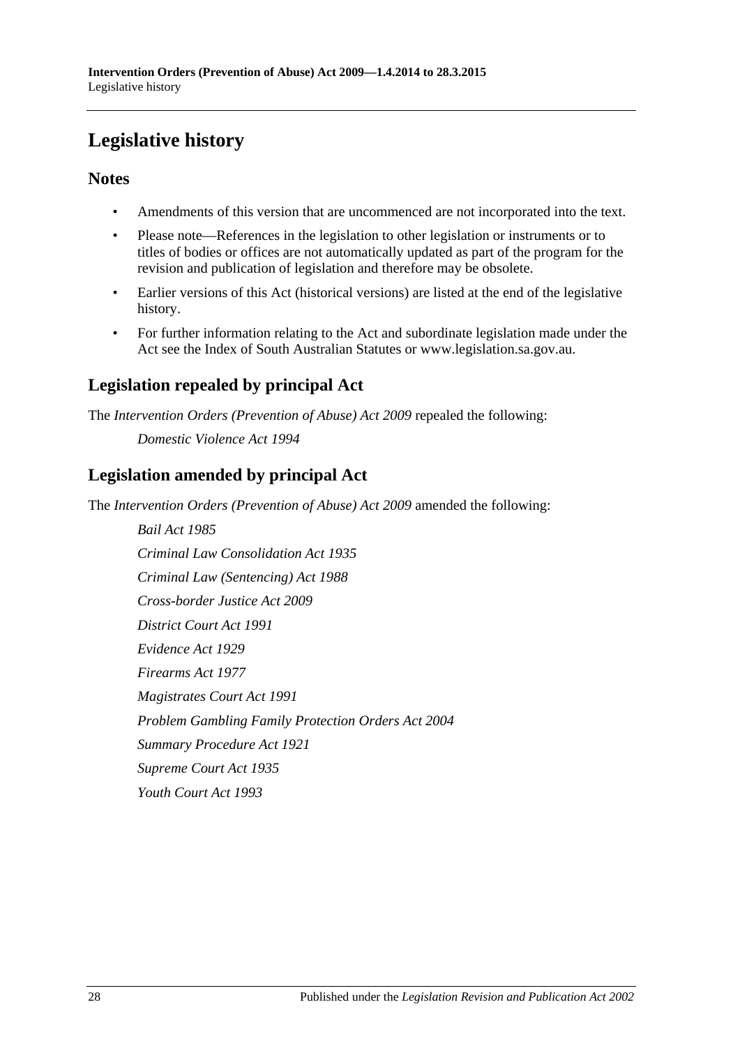# Legislative history

## Notes

- Amendments of this version that are uncommenced are not incorporated into the text.
- Please note—References in the legislation to other legislation or instruments or to titles of bodies or offices are not automatically updated as part of the program for the revision and publication of legislation and therefore may be obsolete.
- Earlier versions of this Act (historical versions) are listed at the end of the legislative history.
- For further information relating to the Act and subordinate legislation made under the Act see the Index of South Australian Statutes or www.legislation.sa.gov.au.

## Legislation repealed by principal Act

The *Intervention Orders (Prevention of Abuse) Act 2009* repealed the following:

*Domestic Violence Act 1994*

## Legislation amended by principal Act

The *Intervention Orders (Prevention of Abuse) Act 2009* amended the following:

*Bail Act 1985*

*Criminal Law Consolidation Act 1935*

*Criminal Law (Sentencing) Act 1988*

*Cross-border Justice Act 2009*

*District Court Act 1991*

*Evidence Act 1929*

*Firearms Act 1977*

*Magistrates Court Act 1991*

*Problem Gambling Family Protection Orders Act 2004*

*Summary Procedure Act 1921*

*Supreme Court Act 1935*

*Youth Court Act 1993*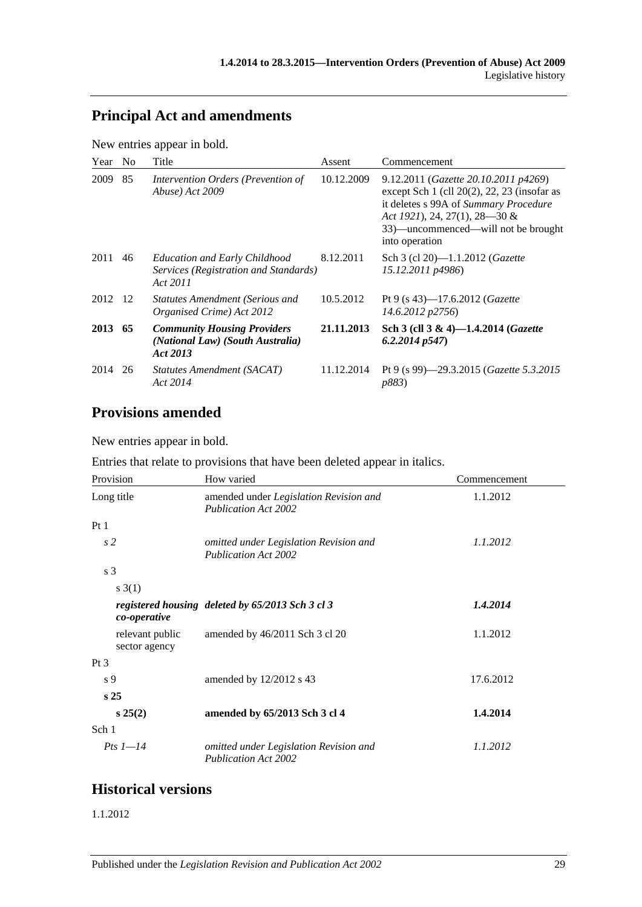## Principal Act and amendments

New entries appear in bold.

| Year | No | Title | Assent | Commencement |
|---|---|---|---|---|
| 2009 | 85 | *Intervention Orders (Prevention of Abuse) Act 2009* | 10.12.2009 | 9.12.2011 (*Gazette 20.10.2011 p4269*) except Sch 1 (cll 20(2), 22, 23 (insofar as it deletes s 99A of *Summary Procedure Act 1921*), 24, 27(1), 28—30 & 33)—uncommenced—will not be brought into operation |
| 2011 | 46 | *Education and Early Childhood Services (Registration and Standards) Act 2011* | 8.12.2011 | Sch 3 (cl 20)—1.1.2012 (*Gazette 15.12.2011 p4986*) |
| 2012 | 12 | *Statutes Amendment (Serious and Organised Crime) Act 2012* | 10.5.2012 | Pt 9 (s 43)—17.6.2012 (*Gazette 14.6.2012 p2756*) |
| **2013** | **65** | ***Community Housing Providers (National Law) (South Australia) Act 2013*** | **21.11.2013** | **Sch 3 (cll 3 & 4)—1.4.2014 (*Gazette 6.2.2014 p547*)** |
| 2014 | 26 | *Statutes Amendment (SACAT) Act 2014* | 11.12.2014 | Pt 9 (s 99)—29.3.2015 (*Gazette 5.3.2015 p883*) |

## Provisions amended

New entries appear in bold.

Entries that relate to provisions that have been deleted appear in italics.

| Provision | How varied | Commencement |
|---|---|---|
| Long title | amended under *Legislation Revision and Publication Act 2002* | 1.1.2012 |
| Pt 1 | | |
| *s 2* | *omitted under Legislation Revision and Publication Act 2002* | *1.1.2012* |
| s 3 | | |
| s 3(1) | | |
| ***registered housing co-operative*** | ***deleted by 65/2013 Sch 3 cl 3*** | ***1.4.2014*** |
| relevant public sector agency | amended by 46/2011 Sch 3 cl 20 | 1.1.2012 |
| Pt 3 | | |
| s 9 | amended by 12/2012 s 43 | 17.6.2012 |
| **s 25** | | |
| **s 25(2)** | **amended by 65/2013 Sch 3 cl 4** | **1.4.2014** |
| Sch 1 | | |
| *Pts 1—14* | *omitted under Legislation Revision and Publication Act 2002* | *1.1.2012* |

## Historical versions

1.1.2012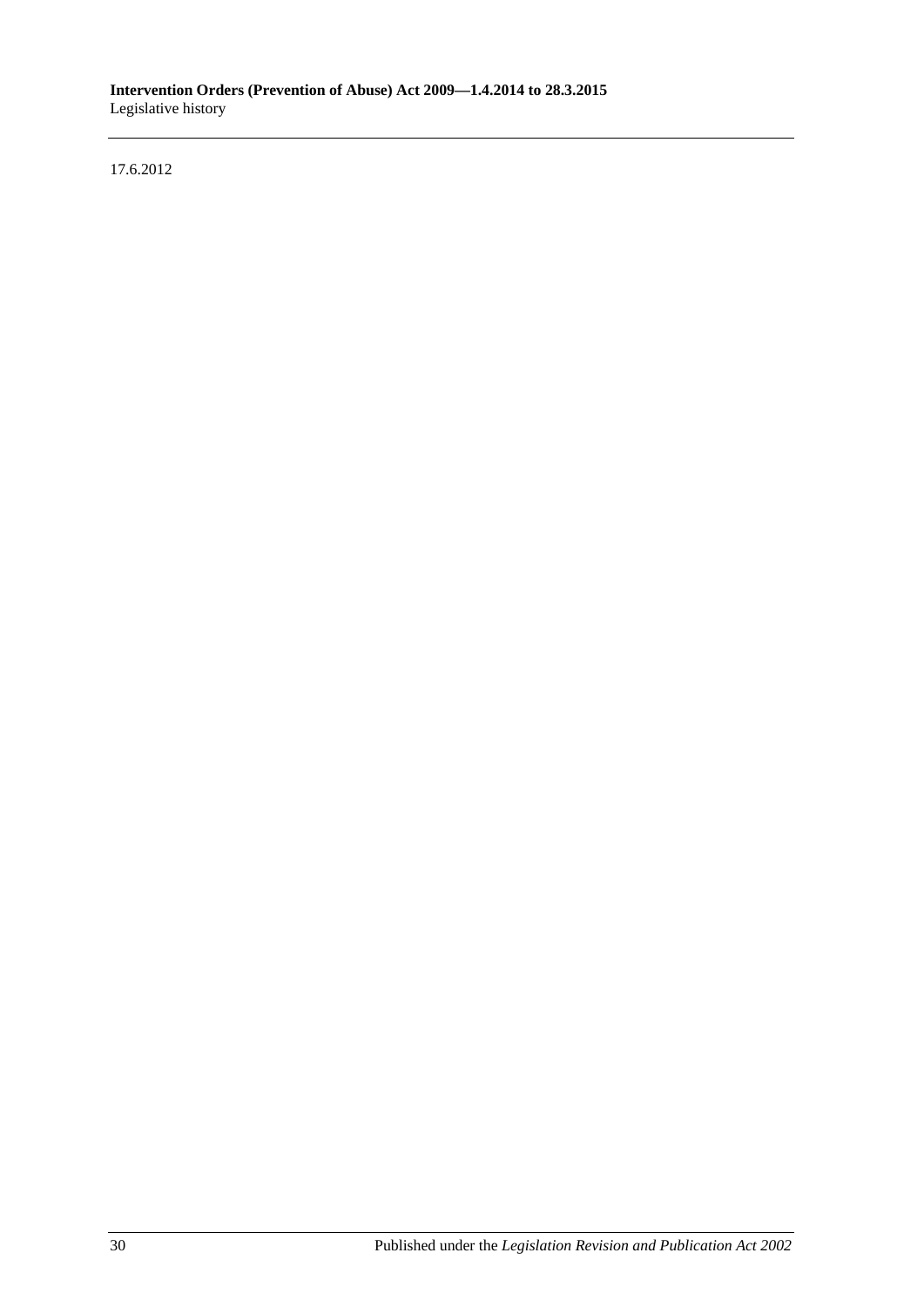17.6.2012